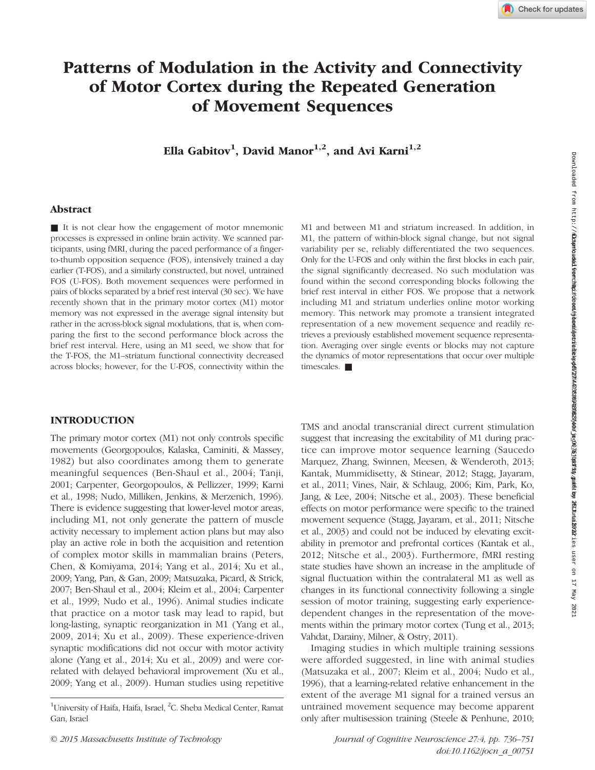# Patterns of Modulation in the Activity and Connectivity of Motor Cortex during the Repeated Generation of Movement Sequences

**Ella Gabitov[1], David Manor[1,2], and Avi Karni[1,2]**

## Abstract

■ It is not clear how the engagement of motor mnemonic processes is expressed in online brain activity. We scanned participants, using fMRI, during the paced performance of a finger-to-thumb opposition sequence (FOS), intensively trained a day earlier (T-FOS), and a similarly constructed, but novel, untrained FOS (U-FOS). Both movement sequences were performed in pairs of blocks separated by a brief rest interval (30 sec). We have recently shown that in the primary motor cortex (M1) motor memory was not expressed in the average signal intensity but rather in the across-block signal modulations, that is, when comparing the first to the second performance block across the brief rest interval. Here, using an M1 seed, we show that for the T-FOS, the M1–striatum functional connectivity decreased across blocks; however, for the U-FOS, connectivity within the M1 and between M1 and striatum increased. In addition, in M1, the pattern of within-block signal change, but not signal variability per se, reliably differentiated the two sequences. Only for the U-FOS and only within the first blocks in each pair, the signal significantly decreased. No such modulation was found within the second corresponding blocks following the brief rest interval in either FOS. We propose that a network including M1 and striatum underlies online motor working memory. This network may promote a transient integrated representation of a new movement sequence and readily retrieves a previously established movement sequence representation. Averaging over single events or blocks may not capture the dynamics of motor representations that occur over multiple timescales. ■

## INTRODUCTION

The primary motor cortex (M1) not only controls specific movements (Georgopoulos, Kalaska, Caminiti, & Massey, 1982) but also coordinates among them to generate meaningful sequences (Ben-Shaul et al., 2004; Tanji, 2001; Carpenter, Georgopoulos, & Pellizzer, 1999; Karni et al., 1998; Nudo, Milliken, Jenkins, & Merzenich, 1996). There is evidence suggesting that lower-level motor areas, including M1, not only generate the pattern of muscle activity necessary to implement action plans but may also play an active role in both the acquisition and retention of complex motor skills in mammalian brains (Peters, Chen, & Komiyama, 2014; Yang et al., 2014; Xu et al., 2009; Yang, Pan, & Gan, 2009; Matsuzaka, Picard, & Strick, 2007; Ben-Shaul et al., 2004; Kleim et al., 2004; Carpenter et al., 1999; Nudo et al., 1996). Animal studies indicate that practice on a motor task may lead to rapid, but long-lasting, synaptic reorganization in M1 (Yang et al., 2009, 2014; Xu et al., 2009). These experience-driven synaptic modifications did not occur with motor activity alone (Yang et al., 2014; Xu et al., 2009) and were correlated with delayed behavioral improvement (Xu et al., 2009; Yang et al., 2009). Human studies using repetitive TMS and anodal transcranial direct current stimulation suggest that increasing the excitability of M1 during practice can improve motor sequence learning (Saucedo Marquez, Zhang, Swinnen, Meesen, & Wenderoth, 2013; Kantak, Mummidisetty, & Stinear, 2012; Stagg, Jayaram, et al., 2011; Vines, Nair, & Schlaug, 2006; Kim, Park, Ko, Jang, & Lee, 2004; Nitsche et al., 2003). These beneficial effects on motor performance were specific to the trained movement sequence (Stagg, Jayaram, et al., 2011; Nitsche et al., 2003) and could not be induced by elevating excitability in premotor and prefrontal cortices (Kantak et al., 2012; Nitsche et al., 2003). Furthermore, fMRI resting state studies have shown an increase in the amplitude of signal fluctuation within the contralateral M1 as well as changes in its functional connectivity following a single session of motor training, suggesting early experience-dependent changes in the representation of the movements within the primary motor cortex (Tung et al., 2013; Vahdat, Darainy, Milner, & Ostry, 2011).

Imaging studies in which multiple training sessions were afforded suggested, in line with animal studies (Matsuzaka et al., 2007; Kleim et al., 2004; Nudo et al., 1996), that a learning-related relative enhancement in the extent of the average M1 signal for a trained versus an untrained movement sequence may become apparent only after multisession training (Steele & Penhune, 2010;

[1]University of Haifa, Haifa, Israel, [2]C. Sheba Medical Center, Ramat Gan, Israel

© 2015 Massachusetts Institute of Technology

doi:10.1162/jocn_a_00751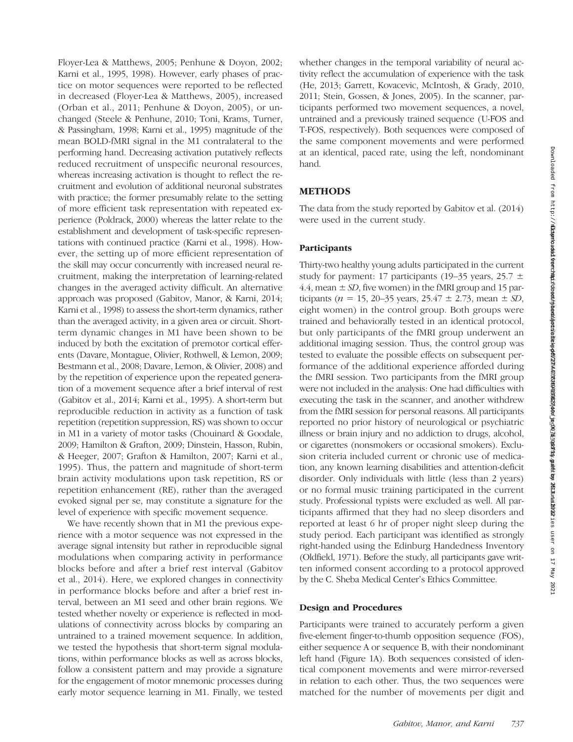Floyer-Lea & Matthews, 2005; Penhune & Doyon, 2002; Karni et al., 1995, 1998). However, early phases of practice on motor sequences were reported to be reflected in decreased (Floyer-Lea & Matthews, 2005), increased (Orban et al., 2011; Penhune & Doyon, 2005), or unchanged (Steele & Penhune, 2010; Toni, Krams, Turner, & Passingham, 1998; Karni et al., 1995) magnitude of the mean BOLD-fMRI signal in the M1 contralateral to the performing hand. Decreasing activation putatively reflects reduced recruitment of unspecific neuronal resources, whereas increasing activation is thought to reflect the recruitment and evolution of additional neuronal substrates with practice; the former presumably relate to the setting of more efficient task representation with repeated experience (Poldrack, 2000) whereas the latter relate to the establishment and development of task-specific representations with continued practice (Karni et al., 1998). However, the setting up of more efficient representation of the skill may occur concurrently with increased neural recruitment, making the interpretation of learning-related changes in the averaged activity difficult. An alternative approach was proposed (Gabitov, Manor, & Karni, 2014; Karni et al., 1998) to assess the short-term dynamics, rather than the averaged activity, in a given area or circuit. Short-term dynamic changes in M1 have been shown to be induced by both the excitation of premotor cortical efferents (Davare, Montague, Olivier, Rothwell, & Lemon, 2009; Bestmann et al., 2008; Davare, Lemon, & Olivier, 2008) and by the repetition of experience upon the repeated generation of a movement sequence after a brief interval of rest (Gabitov et al., 2014; Karni et al., 1995). A short-term but reproducible reduction in activity as a function of task repetition (repetition suppression, RS) was shown to occur in M1 in a variety of motor tasks (Chouinard & Goodale, 2009; Hamilton & Grafton, 2009; Dinstein, Hasson, Rubin, & Heeger, 2007; Grafton & Hamilton, 2007; Karni et al., 1995). Thus, the pattern and magnitude of short-term brain activity modulations upon task repetition, RS or repetition enhancement (RE), rather than the averaged evoked signal per se, may constitute a signature for the level of experience with specific movement sequence.

We have recently shown that in M1 the previous experience with a motor sequence was not expressed in the average signal intensity but rather in reproducible signal modulations when comparing activity in performance blocks before and after a brief rest interval (Gabitov et al., 2014). Here, we explored changes in connectivity in performance blocks before and after a brief rest interval, between an M1 seed and other brain regions. We tested whether novelty or experience is reflected in modulations of connectivity across blocks by comparing an untrained to a trained movement sequence. In addition, we tested the hypothesis that short-term signal modulations, within performance blocks as well as across blocks, follow a consistent pattern and may provide a signature for the engagement of motor mnemonic processes during early motor sequence learning in M1. Finally, we tested whether changes in the temporal variability of neural activity reflect the accumulation of experience with the task (He, 2013; Garrett, Kovacevic, McIntosh, & Grady, 2010, 2011; Stein, Gossen, & Jones, 2005). In the scanner, participants performed two movement sequences, a novel, untrained and a previously trained sequence (U-FOS and T-FOS, respectively). Both sequences were composed of the same component movements and were performed at an identical, paced rate, using the left, nondominant hand.

## METHODS

The data from the study reported by Gabitov et al. (2014) were used in the current study.

### Participants

Thirty-two healthy young adults participated in the current study for payment: 17 participants (19–35 years, 25.7 ± 4.4, mean ± *SD*, five women) in the fMRI group and 15 participants ($n$ = 15, 20–35 years, 25.47 ± 2.73, mean ± *SD*, eight women) in the control group. Both groups were trained and behaviorally tested in an identical protocol, but only participants of the fMRI group underwent an additional imaging session. Thus, the control group was tested to evaluate the possible effects on subsequent performance of the additional experience afforded during the fMRI session. Two participants from the fMRI group were not included in the analysis: One had difficulties with executing the task in the scanner, and another withdrew from the fMRI session for personal reasons. All participants reported no prior history of neurological or psychiatric illness or brain injury and no addiction to drugs, alcohol, or cigarettes (nonsmokers or occasional smokers). Exclusion criteria included current or chronic use of medication, any known learning disabilities and attention-deficit disorder. Only individuals with little (less than 2 years) or no formal music training participated in the current study. Professional typists were excluded as well. All participants affirmed that they had no sleep disorders and reported at least 6 hr of proper night sleep during the study period. Each participant was identified as strongly right-handed using the Edinburg Handedness Inventory (Oldfield, 1971). Before the study, all participants gave written informed consent according to a protocol approved by the C. Sheba Medical Center's Ethics Committee.

### Design and Procedures

Participants were trained to accurately perform a given five-element finger-to-thumb opposition sequence (FOS), either sequence A or sequence B, with their nondominant left hand (Figure 1A). Both sequences consisted of identical component movements and were mirror-reversed in relation to each other. Thus, the two sequences were matched for the number of movements per digit and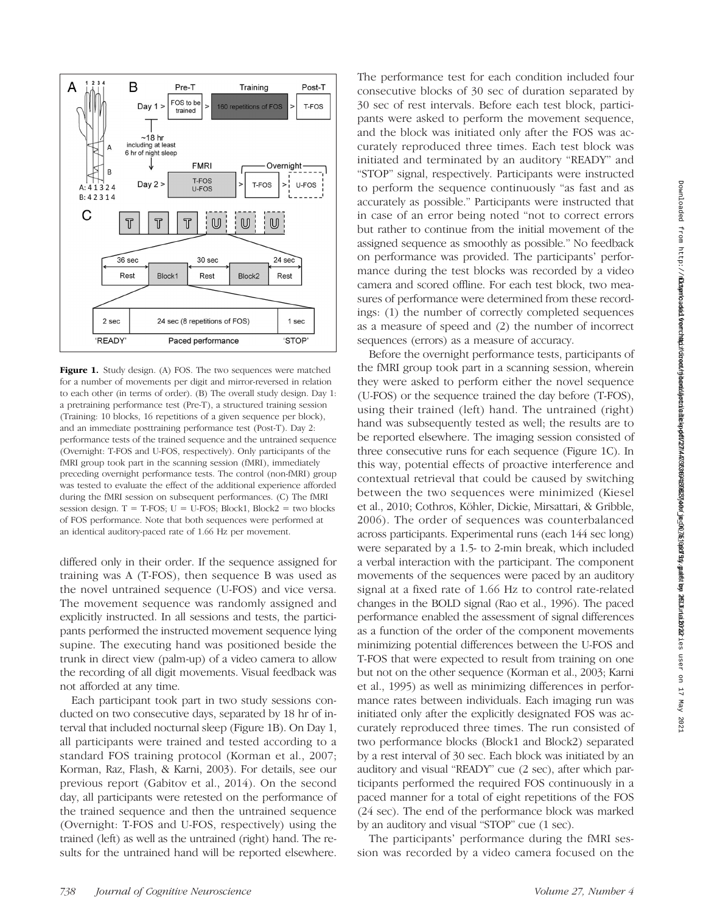**Figure 1.** Study design. (A) FOS. The two sequences were matched for a number of movements per digit and mirror-reversed in relation to each other (in terms of order). (B) The overall study design. Day 1: a pretraining performance test (Pre-T), a structured training session (Training: 10 blocks, 16 repetitions of a given sequence per block), and an immediate posttraining performance test (Post-T). Day 2: performance tests of the trained sequence and the untrained sequence (Overnight: T-FOS and U-FOS, respectively). Only participants of the fMRI group took part in the scanning session (fMRI), immediately preceding overnight performance tests. The control (non-fMRI) group was tested to evaluate the effect of the additional experience afforded during the fMRI session on subsequent performances. (C) The fMRI session design. T = T-FOS; U = U-FOS; Block1, Block2 = two blocks of FOS performance. Note that both sequences were performed at an identical auditory-paced rate of 1.66 Hz per movement.

differed only in their order. If the sequence assigned for training was A (T-FOS), then sequence B was used as the novel untrained sequence (U-FOS) and vice versa. The movement sequence was randomly assigned and explicitly instructed. In all sessions and tests, the participants performed the instructed movement sequence lying supine. The executing hand was positioned beside the trunk in direct view (palm-up) of a video camera to allow the recording of all digit movements. Visual feedback was not afforded at any time.

Each participant took part in two study sessions conducted on two consecutive days, separated by 18 hr of interval that included nocturnal sleep (Figure 1B). On Day 1, all participants were trained and tested according to a standard FOS training protocol (Korman et al., 2007; Korman, Raz, Flash, & Karni, 2003). For details, see our previous report (Gabitov et al., 2014). On the second day, all participants were retested on the performance of the trained sequence and then the untrained sequence (Overnight: T-FOS and U-FOS, respectively) using the trained (left) as well as the untrained (right) hand. The results for the untrained hand will be reported elsewhere.

The performance test for each condition included four consecutive blocks of 30 sec of duration separated by 30 sec of rest intervals. Before each test block, participants were asked to perform the movement sequence, and the block was initiated only after the FOS was accurately reproduced three times. Each test block was initiated and terminated by an auditory "READY" and "STOP" signal, respectively. Participants were instructed to perform the sequence continuously "as fast and as accurately as possible." Participants were instructed that in case of an error being noted "not to correct errors but rather to continue from the initial movement of the assigned sequence as smoothly as possible." No feedback on performance was provided. The participants' performance during the test blocks was recorded by a video camera and scored offline. For each test block, two measures of performance were determined from these recordings: (1) the number of correctly completed sequences as a measure of speed and (2) the number of incorrect sequences (errors) as a measure of accuracy.

Before the overnight performance tests, participants of the fMRI group took part in a scanning session, wherein they were asked to perform either the novel sequence (U-FOS) or the sequence trained the day before (T-FOS), using their trained (left) hand. The untrained (right) hand was subsequently tested as well; the results are to be reported elsewhere. The imaging session consisted of three consecutive runs for each sequence (Figure 1C). In this way, potential effects of proactive interference and contextual retrieval that could be caused by switching between the two sequences were minimized (Kiesel et al., 2010; Cothros, Köhler, Dickie, Mirsattari, & Gribble, 2006). The order of sequences was counterbalanced across participants. Experimental runs (each 144 sec long) were separated by a 1.5- to 2-min break, which included a verbal interaction with the participant. The component movements of the sequences were paced by an auditory signal at a fixed rate of 1.66 Hz to control rate-related changes in the BOLD signal (Rao et al., 1996). The paced performance enabled the assessment of signal differences as a function of the order of the component movements minimizing potential differences between the U-FOS and T-FOS that were expected to result from training on one but not on the other sequence (Korman et al., 2003; Karni et al., 1995) as well as minimizing differences in performance rates between individuals. Each imaging run was initiated only after the explicitly designated FOS was accurately reproduced three times. The run consisted of two performance blocks (Block1 and Block2) separated by a rest interval of 30 sec. Each block was initiated by an auditory and visual "READY" cue (2 sec), after which participants performed the required FOS continuously in a paced manner for a total of eight repetitions of the FOS (24 sec). The end of the performance block was marked by an auditory and visual "STOP" cue (1 sec).

The participants' performance during the fMRI session was recorded by a video camera focused on the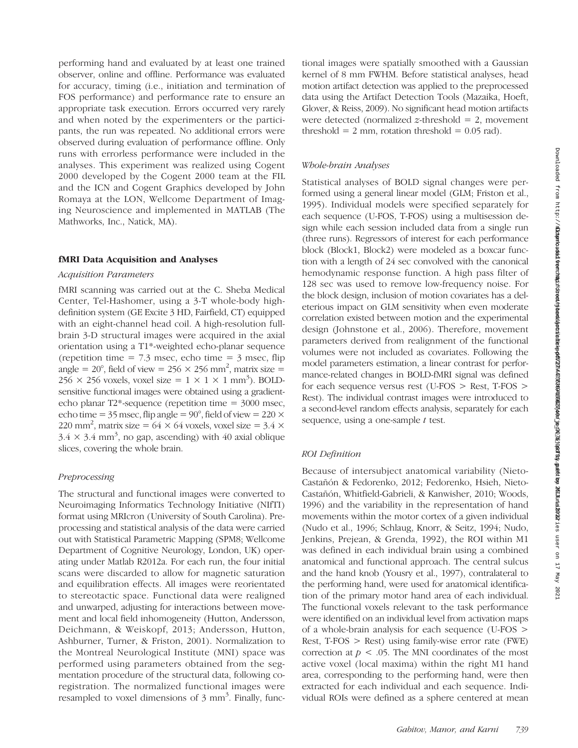performing hand and evaluated by at least one trained observer, online and offline. Performance was evaluated for accuracy, timing (i.e., initiation and termination of FOS performance) and performance rate to ensure an appropriate task execution. Errors occurred very rarely and when noted by the experimenters or the participants, the run was repeated. No additional errors were observed during evaluation of performance offline. Only runs with errorless performance were included in the analyses. This experiment was realized using Cogent 2000 developed by the Cogent 2000 team at the FIL and the ICN and Cogent Graphics developed by John Romaya at the LON, Wellcome Department of Imaging Neuroscience and implemented in MATLAB (The Mathworks, Inc., Natick, MA).

## fMRI Data Acquisition and Analyses

### *Acquisition Parameters*

fMRI scanning was carried out at the C. Sheba Medical Center, Tel-Hashomer, using a 3-T whole-body high-definition system (GE Excite 3 HD, Fairfield, CT) equipped with an eight-channel head coil. A high-resolution full-brain 3-D structural images were acquired in the axial orientation using a T1*-weighted echo-planar sequence (repetition time = 7.3 msec, echo time = 3 msec, flip angle = 20°, field of view = 256 × 256 mm$^2$, matrix size = 256 × 256 voxels, voxel size = 1 × 1 × 1 mm$^3$). BOLD-sensitive functional images were obtained using a gradient-echo planar T2*-sequence (repetition time = 3000 msec, echo time = 35 msec, flip angle = 90°, field of view = 220 × 220 mm$^2$, matrix size = 64 × 64 voxels, voxel size = 3.4 × 3.4 × 3.4 mm$^3$, no gap, ascending) with 40 axial oblique slices, covering the whole brain.

### *Preprocessing*

The structural and functional images were converted to Neuroimaging Informatics Technology Initiative (NIfTI) format using MRIcron (University of South Carolina). Preprocessing and statistical analysis of the data were carried out with Statistical Parametric Mapping (SPM8; Wellcome Department of Cognitive Neurology, London, UK) operating under Matlab R2012a. For each run, the four initial scans were discarded to allow for magnetic saturation and equilibration effects. All images were reorientated to stereotactic space. Functional data were realigned and unwarped, adjusting for interactions between movement and local field inhomogeneity (Hutton, Andersson, Deichmann, & Weiskopf, 2013; Andersson, Hutton, Ashburner, Turner, & Friston, 2001). Normalization to the Montreal Neurological Institute (MNI) space was performed using parameters obtained from the segmentation procedure of the structural data, following coregistration. The normalized functional images were resampled to voxel dimensions of 3 mm$^3$. Finally, functional images were spatially smoothed with a Gaussian kernel of 8 mm FWHM. Before statistical analyses, head motion artifact detection was applied to the preprocessed data using the Artifact Detection Tools (Mazaika, Hoeft, Glover, & Reiss, 2009). No significant head motion artifacts were detected (normalized $z$-threshold = 2, movement threshold = 2 mm, rotation threshold = 0.05 rad).

### *Whole-brain Analyses*

Statistical analyses of BOLD signal changes were performed using a general linear model (GLM; Friston et al., 1995). Individual models were specified separately for each sequence (U-FOS, T-FOS) using a multisession design while each session included data from a single run (three runs). Regressors of interest for each performance block (Block1, Block2) were modeled as a boxcar function with a length of 24 sec convolved with the canonical hemodynamic response function. A high pass filter of 128 sec was used to remove low-frequency noise. For the block design, inclusion of motion covariates has a deleterious impact on GLM sensitivity when even moderate correlation existed between motion and the experimental design (Johnstone et al., 2006). Therefore, movement parameters derived from realignment of the functional volumes were not included as covariates. Following the model parameters estimation, a linear contrast for performance-related changes in BOLD-fMRI signal was defined for each sequence versus rest (U-FOS > Rest, T-FOS > Rest). The individual contrast images were introduced to a second-level random effects analysis, separately for each sequence, using a one-sample $t$ test.

### *ROI Definition*

Because of intersubject anatomical variability (Nieto-Castañón & Fedorenko, 2012; Fedorenko, Hsieh, Nieto-Castañón, Whitfield-Gabrieli, & Kanwisher, 2010; Woods, 1996) and the variability in the representation of hand movements within the motor cortex of a given individual (Nudo et al., 1996; Schlaug, Knorr, & Seitz, 1994; Nudo, Jenkins, Prejean, & Grenda, 1992), the ROI within M1 was defined in each individual brain using a combined anatomical and functional approach. The central sulcus and the hand knob (Yousry et al., 1997), contralateral to the performing hand, were used for anatomical identification of the primary motor hand area of each individual. The functional voxels relevant to the task performance were identified on an individual level from activation maps of a whole-brain analysis for each sequence (U-FOS > Rest, T-FOS > Rest) using family-wise error rate (FWE) correction at $p < .05$. The MNI coordinates of the most active voxel (local maxima) within the right M1 hand area, corresponding to the performing hand, were then extracted for each individual and each sequence. Individual ROIs were defined as a sphere centered at mean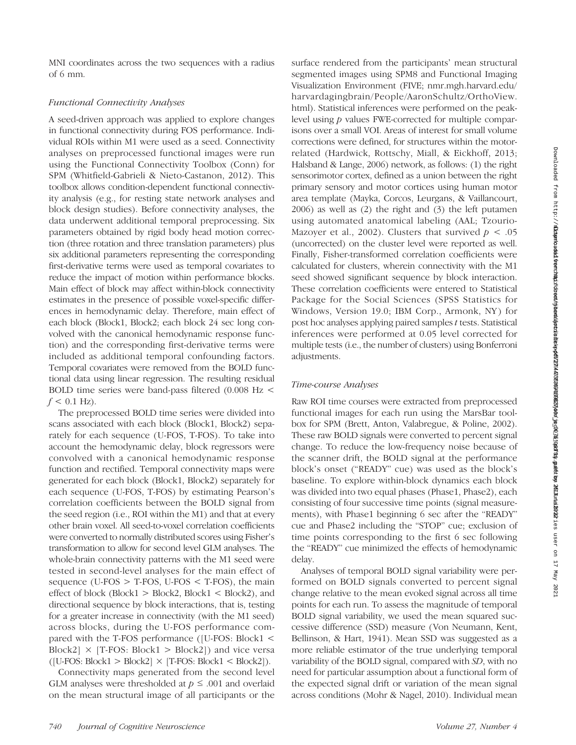MNI coordinates across the two sequences with a radius of 6 mm.

### *Functional Connectivity Analyses*

A seed-driven approach was applied to explore changes in functional connectivity during FOS performance. Individual ROIs within M1 were used as a seed. Connectivity analyses on preprocessed functional images were run using the Functional Connectivity Toolbox (Conn) for SPM (Whitfield-Gabrieli & Nieto-Castanon, 2012). This toolbox allows condition-dependent functional connectivity analysis (e.g., for resting state network analyses and block design studies). Before connectivity analyses, the data underwent additional temporal preprocessing. Six parameters obtained by rigid body head motion correction (three rotation and three translation parameters) plus six additional parameters representing the corresponding first-derivative terms were used as temporal covariates to reduce the impact of motion within performance blocks. Main effect of block may affect within-block connectivity estimates in the presence of possible voxel-specific differences in hemodynamic delay. Therefore, main effect of each block (Block1, Block2; each block 24 sec long convolved with the canonical hemodynamic response function) and the corresponding first-derivative terms were included as additional temporal confounding factors. Temporal covariates were removed from the BOLD functional data using linear regression. The resulting residual BOLD time series were band-pass filtered (0.008 Hz $< f <$ 0.1 Hz).

The preprocessed BOLD time series were divided into scans associated with each block (Block1, Block2) separately for each sequence (U-FOS, T-FOS). To take into account the hemodynamic delay, block regressors were convolved with a canonical hemodynamic response function and rectified. Temporal connectivity maps were generated for each block (Block1, Block2) separately for each sequence (U-FOS, T-FOS) by estimating Pearson's correlation coefficients between the BOLD signal from the seed region (i.e., ROI within the M1) and that at every other brain voxel. All seed-to-voxel correlation coefficients were converted to normally distributed scores using Fisher's transformation to allow for second level GLM analyses. The whole-brain connectivity patterns with the M1 seed were tested in second-level analyses for the main effect of sequence (U-FOS > T-FOS, U-FOS < T-FOS), the main effect of block (Block1 > Block2, Block1 < Block2), and directional sequence by block interactions, that is, testing for a greater increase in connectivity (with the M1 seed) across blocks, during the U-FOS performance compared with the T-FOS performance ([U-FOS: Block1 < Block2] × [T-FOS: Block1 > Block2]) and vice versa ([U-FOS: Block1 > Block2] × [T-FOS: Block1 < Block2]).

Connectivity maps generated from the second level GLM analyses were thresholded at $p \leq .001$ and overlaid on the mean structural image of all participants or the surface rendered from the participants' mean structural segmented images using SPM8 and Functional Imaging Visualization Environment (FIVE; nmr.mgh.harvard.edu/harvardagingbrain/People/AaronSchultz/OrthoView.html). Statistical inferences were performed on the peak-level using *p* values FWE-corrected for multiple comparisons over a small VOI. Areas of interest for small volume corrections were defined, for structures within the motor-related (Hardwick, Rottschy, Miall, & Eickhoff, 2013; Halsband & Lange, 2006) network, as follows: (1) the right sensorimotor cortex, defined as a union between the right primary sensory and motor cortices using human motor area template (Mayka, Corcos, Leurgans, & Vaillancourt, 2006) as well as (2) the right and (3) the left putamen using automated anatomical labeling (AAL; Tzourio-Mazoyer et al., 2002). Clusters that survived $p < .05$ (uncorrected) on the cluster level were reported as well. Finally, Fisher-transformed correlation coefficients were calculated for clusters, wherein connectivity with the M1 seed showed significant sequence by block interaction. These correlation coefficients were entered to Statistical Package for the Social Sciences (SPSS Statistics for Windows, Version 19.0; IBM Corp., Armonk, NY) for post hoc analyses applying paired samples *t* tests. Statistical inferences were performed at 0.05 level corrected for multiple tests (i.e., the number of clusters) using Bonferroni adjustments.

### *Time-course Analyses*

Raw ROI time courses were extracted from preprocessed functional images for each run using the MarsBar toolbox for SPM (Brett, Anton, Valabregue, & Poline, 2002). These raw BOLD signals were converted to percent signal change. To reduce the low-frequency noise because of the scanner drift, the BOLD signal at the performance block's onset ("READY" cue) was used as the block's baseline. To explore within-block dynamics each block was divided into two equal phases (Phase1, Phase2), each consisting of four successive time points (signal measurements), with Phase1 beginning 6 sec after the "READY" cue and Phase2 including the "STOP" cue; exclusion of time points corresponding to the first 6 sec following the "READY" cue minimized the effects of hemodynamic delay.

Analyses of temporal BOLD signal variability were performed on BOLD signals converted to percent signal change relative to the mean evoked signal across all time points for each run. To assess the magnitude of temporal BOLD signal variability, we used the mean squared successive difference (SSD) measure (Von Neumann, Kent, Bellinson, & Hart, 1941). Mean SSD was suggested as a more reliable estimator of the true underlying temporal variability of the BOLD signal, compared with *SD*, with no need for particular assumption about a functional form of the expected signal drift or variation of the mean signal across conditions (Mohr & Nagel, 2010). Individual mean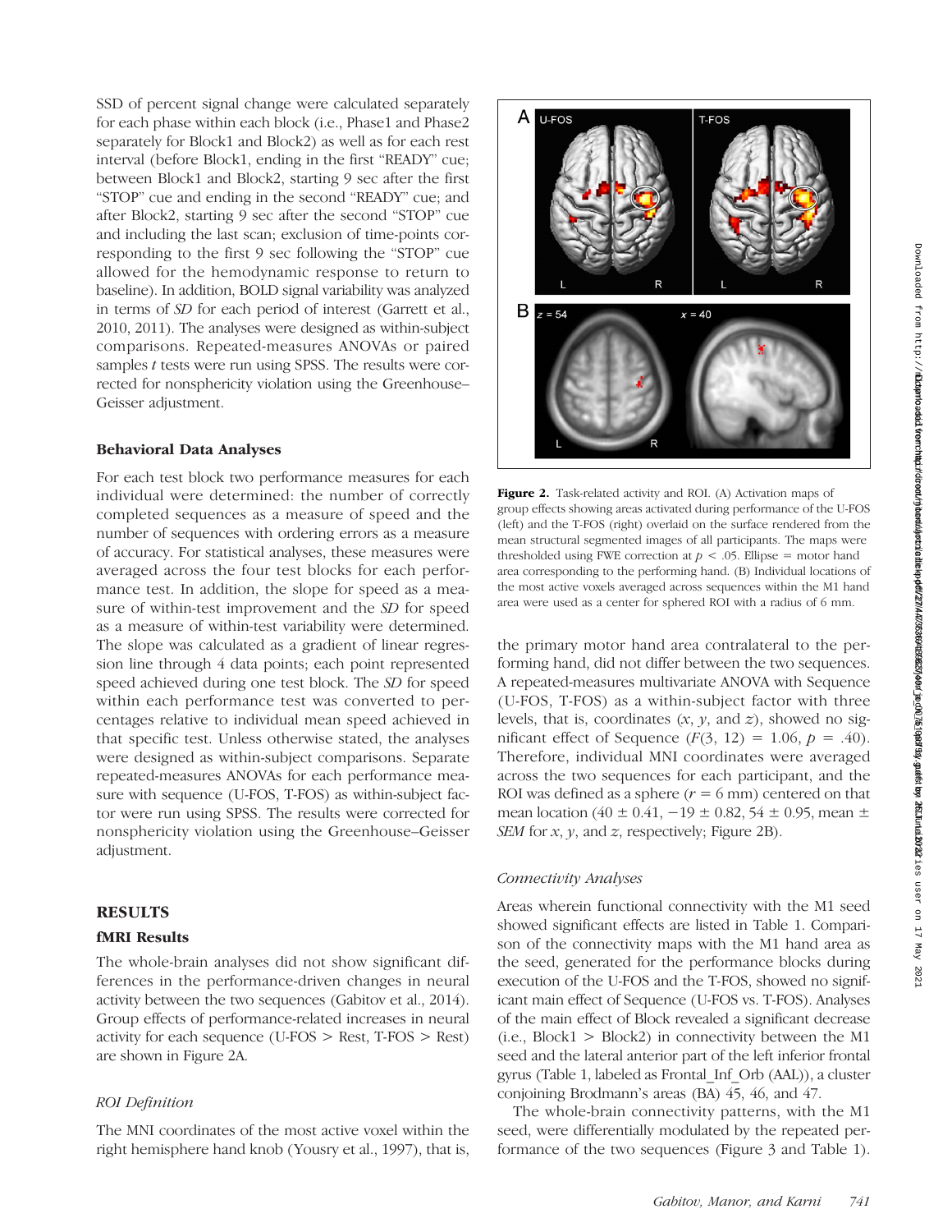SSD of percent signal change were calculated separately for each phase within each block (i.e., Phase1 and Phase2 separately for Block1 and Block2) as well as for each rest interval (before Block1, ending in the first "READY" cue; between Block1 and Block2, starting 9 sec after the first "STOP" cue and ending in the second "READY" cue; and after Block2, starting 9 sec after the second "STOP" cue and including the last scan; exclusion of time-points corresponding to the first 9 sec following the "STOP" cue allowed for the hemodynamic response to return to baseline). In addition, BOLD signal variability was analyzed in terms of *SD* for each period of interest (Garrett et al., 2010, 2011). The analyses were designed as within-subject comparisons. Repeated-measures ANOVAs or paired samples *t* tests were run using SPSS. The results were corrected for nonsphericity violation using the Greenhouse–Geisser adjustment.

### Behavioral Data Analyses

For each test block two performance measures for each individual were determined: the number of correctly completed sequences as a measure of speed and the number of sequences with ordering errors as a measure of accuracy. For statistical analyses, these measures were averaged across the four test blocks for each performance test. In addition, the slope for speed as a measure of within-test improvement and the *SD* for speed as a measure of within-test variability were determined. The slope was calculated as a gradient of linear regression line through 4 data points; each point represented speed achieved during one test block. The *SD* for speed within each performance test was converted to percentages relative to individual mean speed achieved in that specific test. Unless otherwise stated, the analyses were designed as within-subject comparisons. Separate repeated-measures ANOVAs for each performance measure with sequence (U-FOS, T-FOS) as within-subject factor were run using SPSS. The results were corrected for nonsphericity violation using the Greenhouse–Geisser adjustment.

## RESULTS

### fMRI Results

The whole-brain analyses did not show significant differences in the performance-driven changes in neural activity between the two sequences (Gabitov et al., 2014). Group effects of performance-related increases in neural activity for each sequence (U-FOS > Rest, T-FOS > Rest) are shown in Figure 2A.

#### *ROI Definition*

The MNI coordinates of the most active voxel within the right hemisphere hand knob (Yousry et al., 1997), that is, the primary motor hand area contralateral to the performing hand, did not differ between the two sequences. A repeated-measures multivariate ANOVA with Sequence (U-FOS, T-FOS) as a within-subject factor with three levels, that is, coordinates ($x$, $y$, and $z$), showed no significant effect of Sequence ($F(3, 12) = 1.06$, $p = .40$). Therefore, individual MNI coordinates were averaged across the two sequences for each participant, and the ROI was defined as a sphere ($r = 6$ mm) centered on that mean location ($40 \pm 0.41$, $-19 \pm 0.82$, $54 \pm 0.95$, mean ± *SEM* for $x$, $y$, and $z$, respectively; Figure 2B).

**Figure 2.** Task-related activity and ROI. (A) Activation maps of group effects showing areas activated during performance of the U-FOS (left) and the T-FOS (right) overlaid on the surface rendered from the mean structural segmented images of all participants. The maps were thresholded using FWE correction at $p < .05$. Ellipse = motor hand area corresponding to the performing hand. (B) Individual locations of the most active voxels averaged across sequences within the M1 hand area were used as a center for sphered ROI with a radius of 6 mm.

#### *Connectivity Analyses*

Areas wherein functional connectivity with the M1 seed showed significant effects are listed in Table 1. Comparison of the connectivity maps with the M1 hand area as the seed, generated for the performance blocks during execution of the U-FOS and the T-FOS, showed no significant main effect of Sequence (U-FOS vs. T-FOS). Analyses of the main effect of Block revealed a significant decrease (i.e., Block1 > Block2) in connectivity between the M1 seed and the lateral anterior part of the left inferior frontal gyrus (Table 1, labeled as Frontal_Inf_Orb (AAL)), a cluster conjoining Brodmann's areas (BA) 45, 46, and 47.

The whole-brain connectivity patterns, with the M1 seed, were differentially modulated by the repeated performance of the two sequences (Figure 3 and Table 1).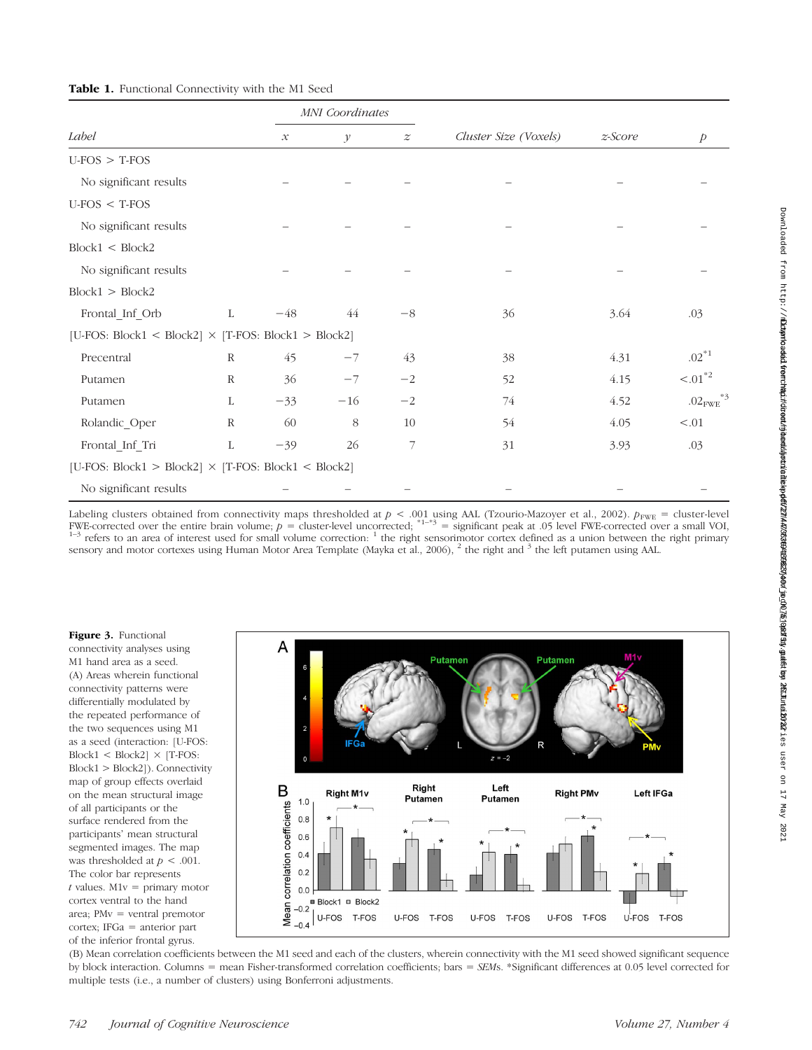**Table 1.** Functional Connectivity with the M1 Seed

| Label | | MNI Coordinates *x* | *y* | *z* | Cluster Size (Voxels) | z-Score | *p* |
|---|---|---|---|---|---|---|---|
| U-FOS > T-FOS | | | | | | | |
| No significant results | | – | – | – | – | – | – |
| U-FOS < T-FOS | | | | | | | |
| No significant results | | – | – | – | – | – | – |
| Block1 < Block2 | | | | | | | |
| No significant results | | – | – | – | – | – | – |
| Block1 > Block2 | | | | | | | |
| Frontal_Inf_Orb | L | −48 | 44 | −8 | 36 | 3.64 | .03 |
| [U-FOS: Block1 < Block2] × [T-FOS: Block1 > Block2] | | | | | | | |
| Precentral | R | 45 | −7 | 43 | 38 | 4.31 | .02*[1] |
| Putamen | R | 36 | −7 | −2 | 52 | 4.15 | <.01*[2] |
| Putamen | L | −33 | −16 | −2 | 74 | 4.52 | $.02_{FWE}$*[3] |
| Rolandic_Oper | R | 60 | 8 | 10 | 54 | 4.05 | <.01 |
| Frontal_Inf_Tri | L | −39 | 26 | 7 | 31 | 3.93 | .03 |
| [U-FOS: Block1 > Block2] × [T-FOS: Block1 < Block2] | | | | | | | |
| No significant results | | – | – | – | – | – | – |

Labeling clusters obtained from connectivity maps thresholded at $p < .001$ using AAL (Tzourio-Mazoyer et al., 2002). $p_{FWE}$ = cluster-level FWE-corrected over the entire brain volume; $p$ = cluster-level uncorrected; *[1–*3] = significant peak at .05 level FWE-corrected over a small VOI, [1–3] refers to an area of interest used for small volume correction: [1] the right sensorimotor cortex defined as a union between the right primary sensory and motor cortexes using Human Motor Area Template (Mayka et al., 2006), [2] the right and [3] the left putamen using AAL.

**Figure 3.** Functional connectivity analyses using M1 hand area as a seed. (A) Areas wherein functional connectivity patterns were differentially modulated by the repeated performance of the two sequences using M1 as a seed (interaction: [U-FOS: Block1 < Block2] × [T-FOS: Block1 > Block2]). Connectivity map of group effects overlaid on the mean structural image of all participants or the surface rendered from the participants' mean structural segmented images. The map was thresholded at $p < .001$. The color bar represents $t$ values. M1v = primary motor cortex ventral to the hand area; PMv = ventral premotor cortex; IFGa = anterior part of the inferior frontal gyrus. (B) Mean correlation coefficients between the M1 seed and each of the clusters, wherein connectivity with the M1 seed showed significant sequence by block interaction. Columns = mean Fisher-transformed correlation coefficients; bars = *SEMs*. *Significant differences at 0.05 level corrected for multiple tests (i.e., a number of clusters) using Bonferroni adjustments.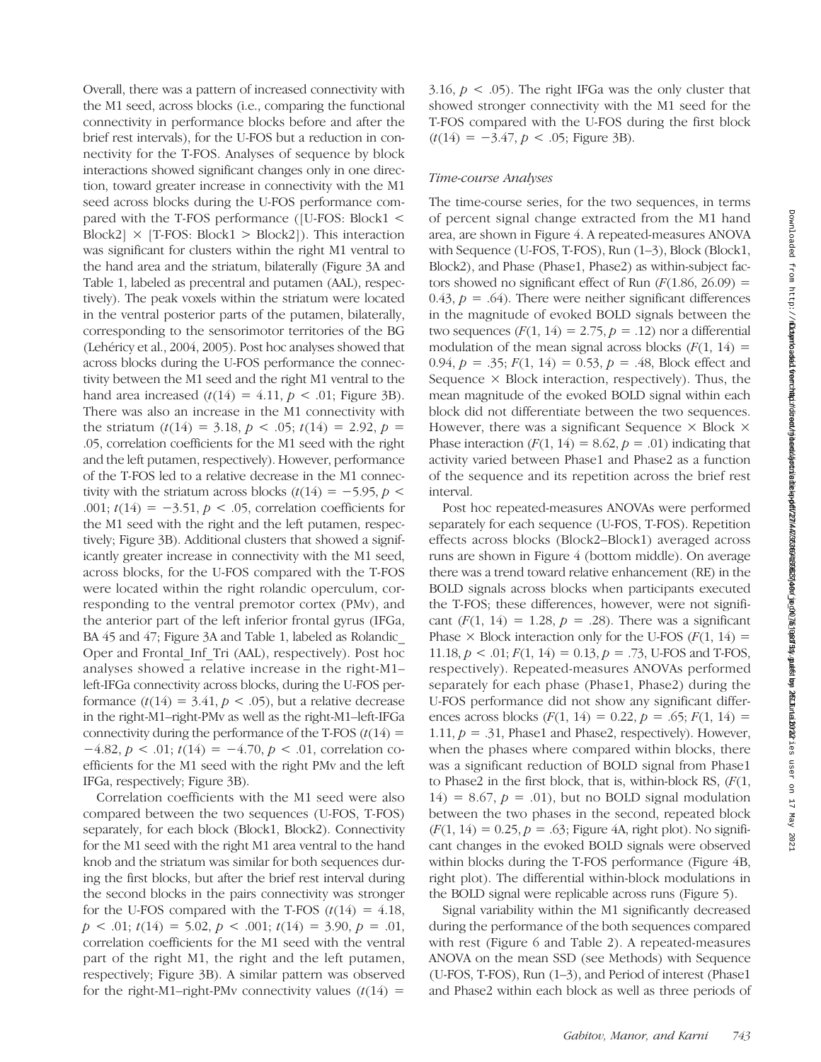Overall, there was a pattern of increased connectivity with the M1 seed, across blocks (i.e., comparing the functional connectivity in performance blocks before and after the brief rest intervals), for the U-FOS but a reduction in connectivity for the T-FOS. Analyses of sequence by block interactions showed significant changes only in one direction, toward greater increase in connectivity with the M1 seed across blocks during the U-FOS performance compared with the T-FOS performance ([U-FOS: Block1 < Block2] × [T-FOS: Block1 > Block2]). This interaction was significant for clusters within the right M1 ventral to the hand area and the striatum, bilaterally (Figure 3A and Table 1, labeled as precentral and putamen (AAL), respectively). The peak voxels within the striatum were located in the ventral posterior parts of the putamen, bilaterally, corresponding to the sensorimotor territories of the BG (Lehéricy et al., 2004, 2005). Post hoc analyses showed that across blocks during the U-FOS performance the connectivity between the M1 seed and the right M1 ventral to the hand area increased ($t(14) = 4.11$, $p < .01$; Figure 3B). There was also an increase in the M1 connectivity with the striatum ($t(14) = 3.18$, $p < .05$; $t(14) = 2.92$, $p = .05$, correlation coefficients for the M1 seed with the right and the left putamen, respectively). However, performance of the T-FOS led to a relative decrease in the M1 connectivity with the striatum across blocks ($t(14) = -5.95$, $p < .001$; $t(14) = -3.51$, $p < .05$, correlation coefficients for the M1 seed with the right and the left putamen, respectively; Figure 3B). Additional clusters that showed a significantly greater increase in connectivity with the M1 seed, across blocks, for the U-FOS compared with the T-FOS were located within the right rolandic operculum, corresponding to the ventral premotor cortex (PMv), and the anterior part of the left inferior frontal gyrus (IFGa, BA 45 and 47; Figure 3A and Table 1, labeled as Rolandic_Oper and Frontal_Inf_Tri (AAL), respectively). Post hoc analyses showed a relative increase in the right-M1–left-IFGa connectivity across blocks, during the U-FOS performance ($t(14) = 3.41$, $p < .05$), but a relative decrease in the right-M1–right-PMv as well as the right-M1–left-IFGa connectivity during the performance of the T-FOS ($t(14) = -4.82$, $p < .01$; $t(14) = -4.70$, $p < .01$, correlation coefficients for the M1 seed with the right PMv and the left IFGa, respectively; Figure 3B).

Correlation coefficients with the M1 seed were also compared between the two sequences (U-FOS, T-FOS) separately, for each block (Block1, Block2). Connectivity for the M1 seed with the right M1 area ventral to the hand knob and the striatum was similar for both sequences during the first blocks, but after the brief rest interval during the second blocks in the pairs connectivity was stronger for the U-FOS compared with the T-FOS ($t(14) = 4.18$, $p < .01$; $t(14) = 5.02$, $p < .001$; $t(14) = 3.90$, $p = .01$, correlation coefficients for the M1 seed with the ventral part of the right M1, the right and the left putamen, respectively; Figure 3B). A similar pattern was observed for the right-M1–right-PMv connectivity values ($t(14) = 3.16$, $p < .05$). The right IFGa was the only cluster that showed stronger connectivity with the M1 seed for the T-FOS compared with the U-FOS during the first block ($t(14) = -3.47$, $p < .05$; Figure 3B).

### *Time-course Analyses*

The time-course series, for the two sequences, in terms of percent signal change extracted from the M1 hand area, are shown in Figure 4. A repeated-measures ANOVA with Sequence (U-FOS, T-FOS), Run (1–3), Block (Block1, Block2), and Phase (Phase1, Phase2) as within-subject factors showed no significant effect of Run ($F(1.86, 26.09) = 0.43$, $p = .64$). There were neither significant differences in the magnitude of evoked BOLD signals between the two sequences ($F(1, 14) = 2.75$, $p = .12$) nor a differential modulation of the mean signal across blocks ($F(1, 14) = 0.94$, $p = .35$; $F(1, 14) = 0.53$, $p = .48$, Block effect and Sequence × Block interaction, respectively). Thus, the mean magnitude of the evoked BOLD signal within each block did not differentiate between the two sequences. However, there was a significant Sequence × Block × Phase interaction ($F(1, 14) = 8.62$, $p = .01$) indicating that activity varied between Phase1 and Phase2 as a function of the sequence and its repetition across the brief rest interval.

Post hoc repeated-measures ANOVAs were performed separately for each sequence (U-FOS, T-FOS). Repetition effects across blocks (Block2–Block1) averaged across runs are shown in Figure 4 (bottom middle). On average there was a trend toward relative enhancement (RE) in the BOLD signals across blocks when participants executed the T-FOS; these differences, however, were not significant ($F(1, 14) = 1.28$, $p = .28$). There was a significant Phase × Block interaction only for the U-FOS ($F(1, 14) = 11.18$, $p < .01$; $F(1, 14) = 0.13$, $p = .73$, U-FOS and T-FOS, respectively). Repeated-measures ANOVAs performed separately for each phase (Phase1, Phase2) during the U-FOS performance did not show any significant differences across blocks ($F(1, 14) = 0.22$, $p = .65$; $F(1, 14) = 1.11$, $p = .31$, Phase1 and Phase2, respectively). However, when the phases where compared within blocks, there was a significant reduction of BOLD signal from Phase1 to Phase2 in the first block, that is, within-block RS, ($F(1, 14) = 8.67$, $p = .01$), but no BOLD signal modulation between the two phases in the second, repeated block ($F(1, 14) = 0.25$, $p = .63$; Figure 4A, right plot). No significant changes in the evoked BOLD signals were observed within blocks during the T-FOS performance (Figure 4B, right plot). The differential within-block modulations in the BOLD signal were replicable across runs (Figure 5).

Signal variability within the M1 significantly decreased during the performance of the both sequences compared with rest (Figure 6 and Table 2). A repeated-measures ANOVA on the mean SSD (see Methods) with Sequence (U-FOS, T-FOS), Run (1–3), and Period of interest (Phase1 and Phase2 within each block as well as three periods of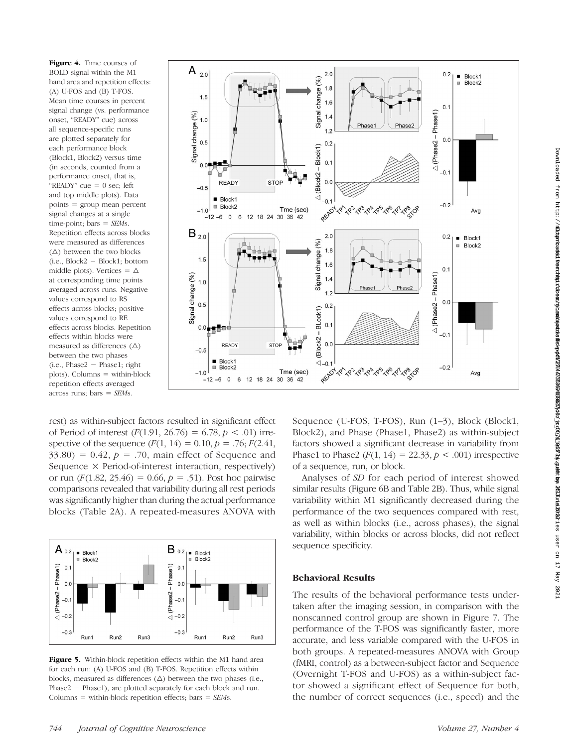**Figure 4.** Time courses of BOLD signal within the M1 hand area and repetition effects: (A) U-FOS and (B) T-FOS. Mean time courses in percent signal change (vs. performance onset, "READY" cue) across all sequence-specific runs are plotted separately for each performance block (Block1, Block2) versus time (in seconds, counted from a performance onset, that is, "READY" cue = 0 sec; left and top middle plots). Data points = group mean percent signal changes at a single time-point; bars = *SEM*s. Repetition effects across blocks were measured as differences (Δ) between the two blocks (i.e., Block2 − Block1; bottom middle plots). Vertices = Δ at corresponding time points averaged across runs. Negative values correspond to RS effects across blocks; positive values correspond to RE effects across blocks. Repetition effects within blocks were measured as differences (Δ) between the two phases (i.e., Phase2 − Phase1; right plots). Columns = within-block repetition effects averaged across runs; bars = *SEM*s.

rest) as within-subject factors resulted in significant effect of Period of interest ($F(1.91, 26.76) = 6.78, p < .01$) irrespective of the sequence ($F(1, 14) = 0.10, p = .76$; $F(2.41, 33.80) = 0.42, p = .70$, main effect of Sequence and Sequence × Period-of-interest interaction, respectively) or run ($F(1.82, 25.46) = 0.66, p = .51$). Post hoc pairwise comparisons revealed that variability during all rest periods was significantly higher than during the actual performance blocks (Table 2A). A repeated-measures ANOVA with Sequence (U-FOS, T-FOS), Run (1–3), Block (Block1, Block2), and Phase (Phase1, Phase2) as within-subject factors showed a significant decrease in variability from Phase1 to Phase2 ($F(1, 14) = 22.33, p < .001$) irrespective of a sequence, run, or block.

**Figure 5.** Within-block repetition effects within the M1 hand area for each run: (A) U-FOS and (B) T-FOS. Repetition effects within blocks, measured as differences (Δ) between the two phases (i.e., Phase2 − Phase1), are plotted separately for each block and run. Columns = within-block repetition effects; bars = *SEM*s.

Analyses of *SD* for each period of interest showed similar results (Figure 6B and Table 2B). Thus, while signal variability within M1 significantly decreased during the performance of the two sequences compared with rest, as well as within blocks (i.e., across phases), the signal variability, within blocks or across blocks, did not reflect sequence specificity.

### Behavioral Results

The results of the behavioral performance tests undertaken after the imaging session, in comparison with the nonscanned control group are shown in Figure 7. The performance of the T-FOS was significantly faster, more accurate, and less variable compared with the U-FOS in both groups. A repeated-measures ANOVA with Group (fMRI, control) as a between-subject factor and Sequence (Overnight T-FOS and U-FOS) as a within-subject factor showed a significant effect of Sequence for both, the number of correct sequences (i.e., speed) and the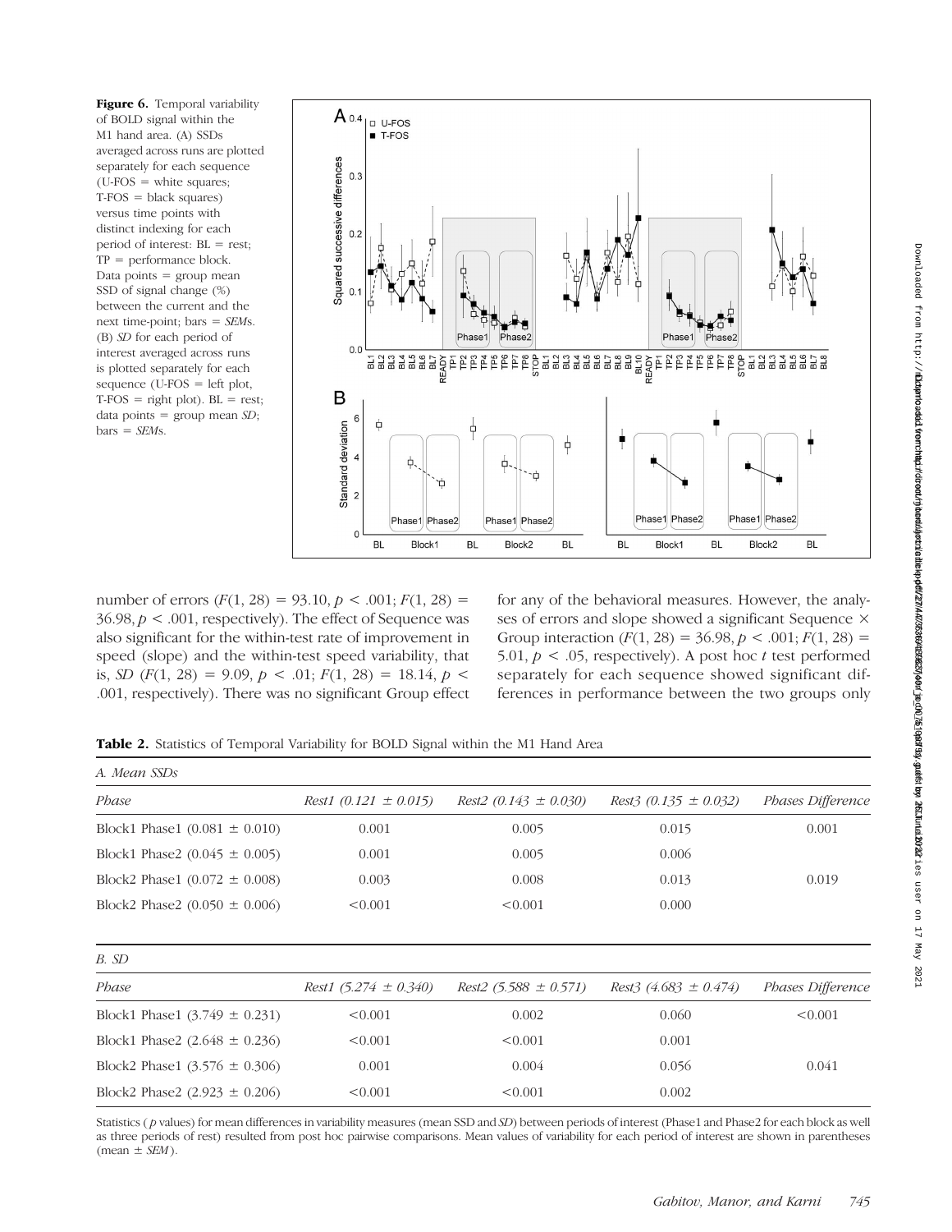**Figure 6.** Temporal variability of BOLD signal within the M1 hand area. (A) SSDs averaged across runs are plotted separately for each sequence (U-FOS = white squares; T-FOS = black squares) versus time points with distinct indexing for each period of interest: BL = rest; TP = performance block. Data points = group mean SSD of signal change (%) between the current and the next time-point; bars = *SEM*s. (B) *SD* for each period of interest averaged across runs is plotted separately for each sequence (U-FOS = left plot, T-FOS = right plot). BL = rest; data points = group mean *SD*; bars = *SEM*s.

number of errors ($F(1, 28) = 93.10, p < .001$; $F(1, 28) = 36.98, p < .001$, respectively). The effect of Sequence was also significant for the within-test rate of improvement in speed (slope) and the within-test speed variability, that is, *SD* ($F(1, 28) = 9.09, p < .01$; $F(1, 28) = 18.14, p < .001$, respectively). There was no significant Group effect for any of the behavioral measures. However, the analyses of errors and slope showed a significant Sequence × Group interaction ($F(1, 28) = 36.98, p < .001$; $F(1, 28) = 5.01, p < .05$, respectively). A post hoc *t* test performed separately for each sequence showed significant differences in performance between the two groups only

**Table 2.** Statistics of Temporal Variability for BOLD Signal within the M1 Hand Area

| *A. Mean SSDs* | | | | |
|---|---|---|---|---|
| *Phase* | *Rest1 (0.121 ± 0.015)* | *Rest2 (0.143 ± 0.030)* | *Rest3 (0.135 ± 0.032)* | *Phases Difference* |
| Block1 Phase1 (0.081 ± 0.010) | 0.001 | 0.005 | 0.015 | 0.001 |
| Block1 Phase2 (0.045 ± 0.005) | 0.001 | 0.005 | 0.006 | |
| Block2 Phase1 (0.072 ± 0.008) | 0.003 | 0.008 | 0.013 | 0.019 |
| Block2 Phase2 (0.050 ± 0.006) | <0.001 | <0.001 | 0.000 | |

| *B. SD* | | | | |
|---|---|---|---|---|
| *Phase* | *Rest1 (5.274 ± 0.340)* | *Rest2 (5.588 ± 0.571)* | *Rest3 (4.683 ± 0.474)* | *Phases Difference* |
| Block1 Phase1 (3.749 ± 0.231) | <0.001 | 0.002 | 0.060 | <0.001 |
| Block1 Phase2 (2.648 ± 0.236) | <0.001 | <0.001 | 0.001 | |
| Block2 Phase1 (3.576 ± 0.306) | 0.001 | 0.004 | 0.056 | 0.041 |
| Block2 Phase2 (2.923 ± 0.206) | <0.001 | <0.001 | 0.002 | |

Statistics (*p* values) for mean differences in variability measures (mean SSD and *SD*) between periods of interest (Phase1 and Phase2 for each block as well as three periods of rest) resulted from post hoc pairwise comparisons. Mean values of variability for each period of interest are shown in parentheses (mean ± *SEM*).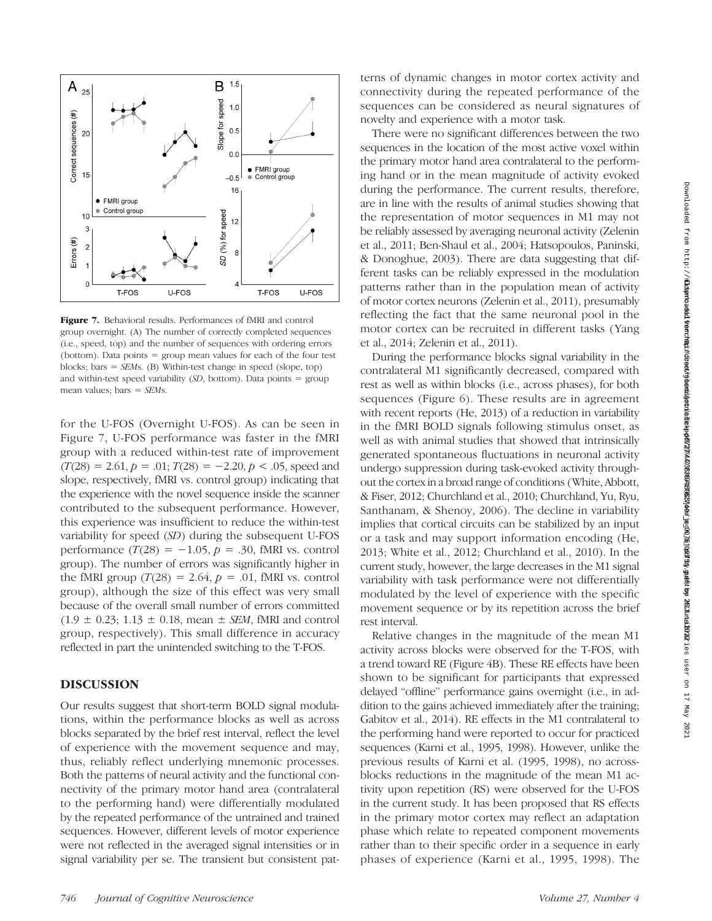**Figure 7.** Behavioral results. Performances of fMRI and control group overnight. (A) The number of correctly completed sequences (i.e., speed, top) and the number of sequences with ordering errors (bottom). Data points = group mean values for each of the four test blocks; bars = *SEM*s. (B) Within-test change in speed (slope, top) and within-test speed variability (*SD*, bottom). Data points = group mean values; bars = *SEM*s.

for the U-FOS (Overnight U-FOS). As can be seen in Figure 7, U-FOS performance was faster in the fMRI group with a reduced within-test rate of improvement ($T(28) = 2.61, p = .01$; $T(28) = -2.20, p < .05$, speed and slope, respectively, fMRI vs. control group) indicating that the experience with the novel sequence inside the scanner contributed to the subsequent performance. However, this experience was insufficient to reduce the within-test variability for speed (*SD*) during the subsequent U-FOS performance ($T(28) = -1.05, p = .30$, fMRI vs. control group). The number of errors was significantly higher in the fMRI group ($T(28) = 2.64, p = .01$, fMRI vs. control group), although the size of this effect was very small because of the overall small number of errors committed ($1.9 \pm 0.23$; $1.13 \pm 0.18$, mean ± *SEM*, fMRI and control group, respectively). This small difference in accuracy reflected in part the unintended switching to the T-FOS.

## DISCUSSION

Our results suggest that short-term BOLD signal modulations, within the performance blocks as well as across blocks separated by the brief rest interval, reflect the level of experience with the movement sequence and may, thus, reliably reflect underlying mnemonic processes. Both the patterns of neural activity and the functional connectivity of the primary motor hand area (contralateral to the performing hand) were differentially modulated by the repeated performance of the untrained and trained sequences. However, different levels of motor experience were not reflected in the averaged signal intensities or in signal variability per se. The transient but consistent patterns of dynamic changes in motor cortex activity and connectivity during the repeated performance of the sequences can be considered as neural signatures of novelty and experience with a motor task.

There were no significant differences between the two sequences in the location of the most active voxel within the primary motor hand area contralateral to the performing hand or in the mean magnitude of activity evoked during the performance. The current results, therefore, are in line with the results of animal studies showing that the representation of motor sequences in M1 may not be reliably assessed by averaging neuronal activity (Zelenin et al., 2011; Ben-Shaul et al., 2004; Hatsopoulos, Paninski, & Donoghue, 2003). There are data suggesting that different tasks can be reliably expressed in the modulation patterns rather than in the population mean of activity of motor cortex neurons (Zelenin et al., 2011), presumably reflecting the fact that the same neuronal pool in the motor cortex can be recruited in different tasks (Yang et al., 2014; Zelenin et al., 2011).

During the performance blocks signal variability in the contralateral M1 significantly decreased, compared with rest as well as within blocks (i.e., across phases), for both sequences (Figure 6). These results are in agreement with recent reports (He, 2013) of a reduction in variability in the fMRI BOLD signals following stimulus onset, as well as with animal studies that showed that intrinsically generated spontaneous fluctuations in neuronal activity undergo suppression during task-evoked activity throughout the cortex in a broad range of conditions (White, Abbott, & Fiser, 2012; Churchland et al., 2010; Churchland, Yu, Ryu, Santhanam, & Shenoy, 2006). The decline in variability implies that cortical circuits can be stabilized by an input or a task and may support information encoding (He, 2013; White et al., 2012; Churchland et al., 2010). In the current study, however, the large decreases in the M1 signal variability with task performance were not differentially modulated by the level of experience with the specific movement sequence or by its repetition across the brief rest interval.

Relative changes in the magnitude of the mean M1 activity across blocks were observed for the T-FOS, with a trend toward RE (Figure 4B). These RE effects have been shown to be significant for participants that expressed delayed "offline" performance gains overnight (i.e., in addition to the gains achieved immediately after the training; Gabitov et al., 2014). RE effects in the M1 contralateral to the performing hand were reported to occur for practiced sequences (Karni et al., 1995, 1998). However, unlike the previous results of Karni et al. (1995, 1998), no across-blocks reductions in the magnitude of the mean M1 activity upon repetition (RS) were observed for the U-FOS in the current study. It has been proposed that RS effects in the primary motor cortex may reflect an adaptation phase which relate to repeated component movements rather than to their specific order in a sequence in early phases of experience (Karni et al., 1995, 1998). The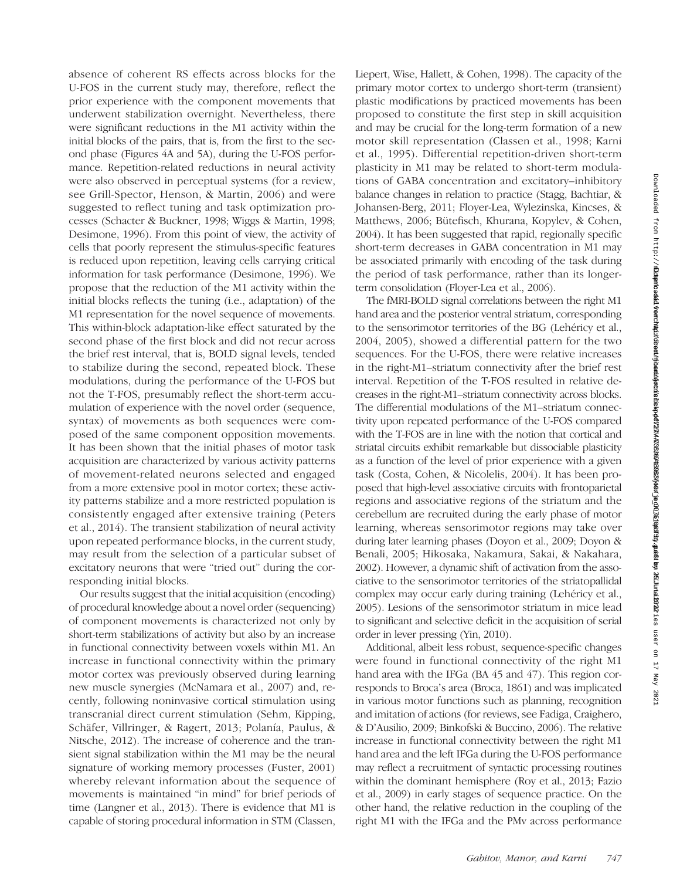absence of coherent RS effects across blocks for the U-FOS in the current study may, therefore, reflect the prior experience with the component movements that underwent stabilization overnight. Nevertheless, there were significant reductions in the M1 activity within the initial blocks of the pairs, that is, from the first to the second phase (Figures 4A and 5A), during the U-FOS performance. Repetition-related reductions in neural activity were also observed in perceptual systems (for a review, see Grill-Spector, Henson, & Martin, 2006) and were suggested to reflect tuning and task optimization processes (Schacter & Buckner, 1998; Wiggs & Martin, 1998; Desimone, 1996). From this point of view, the activity of cells that poorly represent the stimulus-specific features is reduced upon repetition, leaving cells carrying critical information for task performance (Desimone, 1996). We propose that the reduction of the M1 activity within the initial blocks reflects the tuning (i.e., adaptation) of the M1 representation for the novel sequence of movements. This within-block adaptation-like effect saturated by the second phase of the first block and did not recur across the brief rest interval, that is, BOLD signal levels, tended to stabilize during the second, repeated block. These modulations, during the performance of the U-FOS but not the T-FOS, presumably reflect the short-term accumulation of experience with the novel order (sequence, syntax) of movements as both sequences were composed of the same component opposition movements. It has been shown that the initial phases of motor task acquisition are characterized by various activity patterns of movement-related neurons selected and engaged from a more extensive pool in motor cortex; these activity patterns stabilize and a more restricted population is consistently engaged after extensive training (Peters et al., 2014). The transient stabilization of neural activity upon repeated performance blocks, in the current study, may result from the selection of a particular subset of excitatory neurons that were "tried out" during the corresponding initial blocks.

Our results suggest that the initial acquisition (encoding) of procedural knowledge about a novel order (sequencing) of component movements is characterized not only by short-term stabilizations of activity but also by an increase in functional connectivity between voxels within M1. An increase in functional connectivity within the primary motor cortex was previously observed during learning new muscle synergies (McNamara et al., 2007) and, recently, following noninvasive cortical stimulation using transcranial direct current stimulation (Sehm, Kipping, Schäfer, Villringer, & Ragert, 2013; Polanía, Paulus, & Nitsche, 2012). The increase of coherence and the transient signal stabilization within the M1 may be the neural signature of working memory processes (Fuster, 2001) whereby relevant information about the sequence of movements is maintained "in mind" for brief periods of time (Langner et al., 2013). There is evidence that M1 is capable of storing procedural information in STM (Classen, Liepert, Wise, Hallett, & Cohen, 1998). The capacity of the primary motor cortex to undergo short-term (transient) plastic modifications by practiced movements has been proposed to constitute the first step in skill acquisition and may be crucial for the long-term formation of a new motor skill representation (Classen et al., 1998; Karni et al., 1995). Differential repetition-driven short-term plasticity in M1 may be related to short-term modulations of GABA concentration and excitatory–inhibitory balance changes in relation to practice (Stagg, Bachtiar, & Johansen-Berg, 2011; Floyer-Lea, Wylezinska, Kincses, & Matthews, 2006; Bütefisch, Khurana, Kopylev, & Cohen, 2004). It has been suggested that rapid, regionally specific short-term decreases in GABA concentration in M1 may be associated primarily with encoding of the task during the period of task performance, rather than its longer-term consolidation (Floyer-Lea et al., 2006).

The fMRI-BOLD signal correlations between the right M1 hand area and the posterior ventral striatum, corresponding to the sensorimotor territories of the BG (Lehéricy et al., 2004, 2005), showed a differential pattern for the two sequences. For the U-FOS, there were relative increases in the right-M1–striatum connectivity after the brief rest interval. Repetition of the T-FOS resulted in relative decreases in the right-M1–striatum connectivity across blocks. The differential modulations of the M1–striatum connectivity upon repeated performance of the U-FOS compared with the T-FOS are in line with the notion that cortical and striatal circuits exhibit remarkable but dissociable plasticity as a function of the level of prior experience with a given task (Costa, Cohen, & Nicolelis, 2004). It has been proposed that high-level associative circuits with frontoparietal regions and associative regions of the striatum and the cerebellum are recruited during the early phase of motor learning, whereas sensorimotor regions may take over during later learning phases (Doyon et al., 2009; Doyon & Benali, 2005; Hikosaka, Nakamura, Sakai, & Nakahara, 2002). However, a dynamic shift of activation from the associative to the sensorimotor territories of the striatopallidal complex may occur early during training (Lehéricy et al., 2005). Lesions of the sensorimotor striatum in mice lead to significant and selective deficit in the acquisition of serial order in lever pressing (Yin, 2010).

Additional, albeit less robust, sequence-specific changes were found in functional connectivity of the right M1 hand area with the IFGa (BA 45 and 47). This region corresponds to Broca's area (Broca, 1861) and was implicated in various motor functions such as planning, recognition and imitation of actions (for reviews, see Fadiga, Craighero, & D'Ausilio, 2009; Binkofski & Buccino, 2006). The relative increase in functional connectivity between the right M1 hand area and the left IFGa during the U-FOS performance may reflect a recruitment of syntactic processing routines within the dominant hemisphere (Roy et al., 2013; Fazio et al., 2009) in early stages of sequence practice. On the other hand, the relative reduction in the coupling of the right M1 with the IFGa and the PMv across performance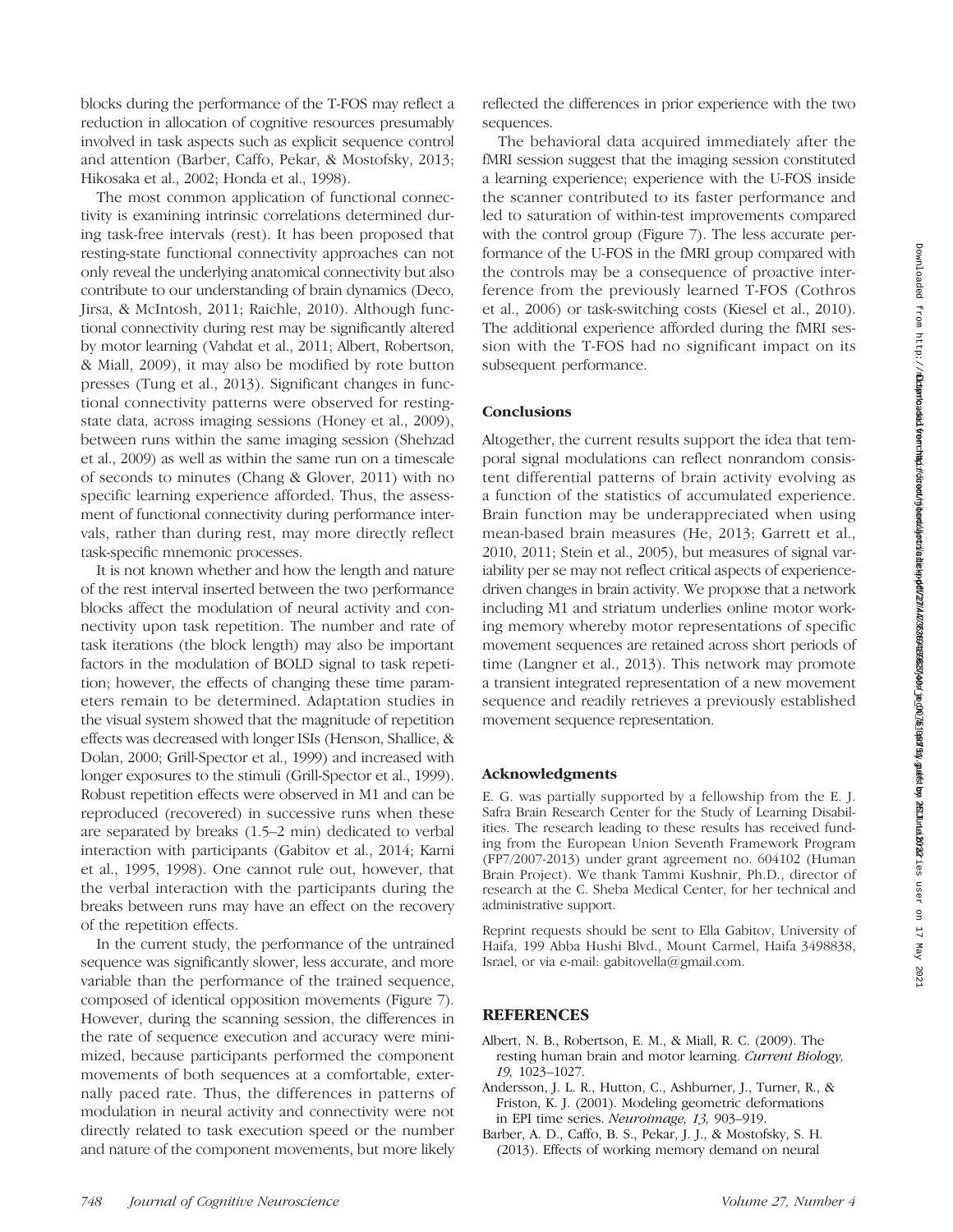blocks during the performance of the T-FOS may reflect a reduction in allocation of cognitive resources presumably involved in task aspects such as explicit sequence control and attention (Barber, Caffo, Pekar, & Mostofsky, 2013; Hikosaka et al., 2002; Honda et al., 1998).

The most common application of functional connectivity is examining intrinsic correlations determined during task-free intervals (rest). It has been proposed that resting-state functional connectivity approaches can not only reveal the underlying anatomical connectivity but also contribute to our understanding of brain dynamics (Deco, Jirsa, & McIntosh, 2011; Raichle, 2010). Although functional connectivity during rest may be significantly altered by motor learning (Vahdat et al., 2011; Albert, Robertson, & Miall, 2009), it may also be modified by rote button presses (Tung et al., 2013). Significant changes in functional connectivity patterns were observed for resting-state data, across imaging sessions (Honey et al., 2009), between runs within the same imaging session (Shehzad et al., 2009) as well as within the same run on a timescale of seconds to minutes (Chang & Glover, 2011) with no specific learning experience afforded. Thus, the assessment of functional connectivity during performance intervals, rather than during rest, may more directly reflect task-specific mnemonic processes.

It is not known whether and how the length and nature of the rest interval inserted between the two performance blocks affect the modulation of neural activity and connectivity upon task repetition. The number and rate of task iterations (the block length) may also be important factors in the modulation of BOLD signal to task repetition; however, the effects of changing these time parameters remain to be determined. Adaptation studies in the visual system showed that the magnitude of repetition effects was decreased with longer ISIs (Henson, Shallice, & Dolan, 2000; Grill-Spector et al., 1999) and increased with longer exposures to the stimuli (Grill-Spector et al., 1999). Robust repetition effects were observed in M1 and can be reproduced (recovered) in successive runs when these are separated by breaks (1.5–2 min) dedicated to verbal interaction with participants (Gabitov et al., 2014; Karni et al., 1995, 1998). One cannot rule out, however, that the verbal interaction with the participants during the breaks between runs may have an effect on the recovery of the repetition effects.

In the current study, the performance of the untrained sequence was significantly slower, less accurate, and more variable than the performance of the trained sequence, composed of identical opposition movements (Figure 7). However, during the scanning session, the differences in the rate of sequence execution and accuracy were minimized, because participants performed the component movements of both sequences at a comfortable, externally paced rate. Thus, the differences in patterns of modulation in neural activity and connectivity were not directly related to task execution speed or the number and nature of the component movements, but more likely reflected the differences in prior experience with the two sequences.

The behavioral data acquired immediately after the fMRI session suggest that the imaging session constituted a learning experience; experience with the U-FOS inside the scanner contributed to its faster performance and led to saturation of within-test improvements compared with the control group (Figure 7). The less accurate performance of the U-FOS in the fMRI group compared with the controls may be a consequence of proactive interference from the previously learned T-FOS (Cothros et al., 2006) or task-switching costs (Kiesel et al., 2010). The additional experience afforded during the fMRI session with the T-FOS had no significant impact on its subsequent performance.

## Conclusions

Altogether, the current results support the idea that temporal signal modulations can reflect nonrandom consistent differential patterns of brain activity evolving as a function of the statistics of accumulated experience. Brain function may be underappreciated when using mean-based brain measures (He, 2013; Garrett et al., 2010, 2011; Stein et al., 2005), but measures of signal variability per se may not reflect critical aspects of experience-driven changes in brain activity. We propose that a network including M1 and striatum underlies online motor working memory whereby motor representations of specific movement sequences are retained across short periods of time (Langner et al., 2013). This network may promote a transient integrated representation of a new movement sequence and readily retrieves a previously established movement sequence representation.

## Acknowledgments

E. G. was partially supported by a fellowship from the E. J. Safra Brain Research Center for the Study of Learning Disabilities. The research leading to these results has received funding from the European Union Seventh Framework Program (FP7/2007-2013) under grant agreement no. 604102 (Human Brain Project). We thank Tammi Kushnir, Ph.D., director of research at the C. Sheba Medical Center, for her technical and administrative support.

Reprint requests should be sent to Ella Gabitov, University of Haifa, 199 Abba Hushi Blvd., Mount Carmel, Haifa 3498838, Israel, or via e-mail: gabitovella@gmail.com.

## REFERENCES

Albert, N. B., Robertson, E. M., & Miall, R. C. (2009). The resting human brain and motor learning. *Current Biology, 19,* 1023–1027.

Andersson, J. L. R., Hutton, C., Ashburner, J., Turner, R., & Friston, K. J. (2001). Modeling geometric deformations in EPI time series. *Neuroimage, 13,* 903–919.

Barber, A. D., Caffo, B. S., Pekar, J. J., & Mostofsky, S. H. (2013). Effects of working memory demand on neural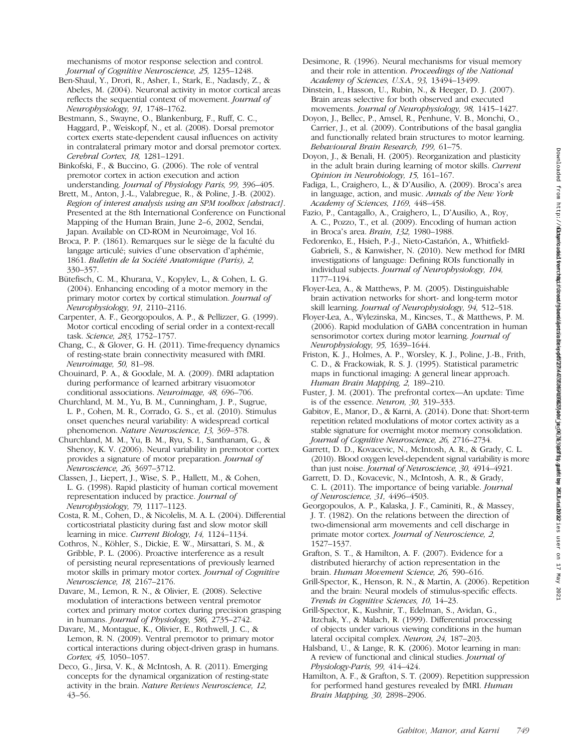mechanisms of motor response selection and control. *Journal of Cognitive Neuroscience, 25,* 1235–1248.

Ben-Shaul, Y., Drori, R., Asher, I., Stark, E., Nadasdy, Z., & Abeles, M. (2004). Neuronal activity in motor cortical areas reflects the sequential context of movement. *Journal of Neurophysiology, 91,* 1748–1762.

Bestmann, S., Swayne, O., Blankenburg, F., Ruff, C. C., Haggard, P., Weiskopf, N., et al. (2008). Dorsal premotor cortex exerts state-dependent causal influences on activity in contralateral primary motor and dorsal premotor cortex. *Cerebral Cortex, 18,* 1281–1291.

Binkofski, F., & Buccino, G. (2006). The role of ventral premotor cortex in action execution and action understanding. *Journal of Physiology Paris, 99,* 396–405.

Brett, M., Anton, J.-L., Valabregue, R., & Poline, J.-B. (2002). *Region of interest analysis using an SPM toolbox [abstract].* Presented at the 8th International Conference on Functional Mapping of the Human Brain, June 2–6, 2002, Sendai, Japan. Available on CD-ROM in Neuroimage, Vol 16.

Broca, P. P. (1861). Remarques sur le siège de la faculté du langage articulé; suivies d'une observation d'aphémie, 1861. *Bulletin de la Société Anatomique (Paris), 2,* 330–357.

Bütefisch, C. M., Khurana, V., Kopylev, L., & Cohen, L. G. (2004). Enhancing encoding of a motor memory in the primary motor cortex by cortical stimulation. *Journal of Neurophysiology, 91,* 2110–2116.

Carpenter, A. F., Georgopoulos, A. P., & Pellizzer, G. (1999). Motor cortical encoding of serial order in a context-recall task. *Science, 283,* 1752–1757.

Chang, C., & Glover, G. H. (2011). Time-frequency dynamics of resting-state brain connectivity measured with fMRI. *Neuroimage, 50,* 81–98.

Chouinard, P. A., & Goodale, M. A. (2009). fMRI adaptation during performance of learned arbitrary visuomotor conditional associations. *Neuroimage, 48,* 696–706.

Churchland, M. M., Yu, B. M., Cunningham, J. P., Sugrue, L. P., Cohen, M. R., Corrado, G. S., et al. (2010). Stimulus onset quenches neural variability: A widespread cortical phenomenon. *Nature Neuroscience, 13,* 369–378.

Churchland, M. M., Yu, B. M., Ryu, S. I., Santhanam, G., & Shenoy, K. V. (2006). Neural variability in premotor cortex provides a signature of motor preparation. *Journal of Neuroscience, 26,* 3697–3712.

Classen, J., Liepert, J., Wise, S. P., Hallett, M., & Cohen, L. G. (1998). Rapid plasticity of human cortical movement representation induced by practice. *Journal of Neurophysiology, 79,* 1117–1123.

Costa, R. M., Cohen, D., & Nicolelis, M. A. L. (2004). Differential corticostriatal plasticity during fast and slow motor skill learning in mice. *Current Biology, 14,* 1124–1134.

Cothros, N., Köhler, S., Dickie, E. W., Mirsattari, S. M., & Gribble, P. L. (2006). Proactive interference as a result of persisting neural representations of previously learned motor skills in primary motor cortex. *Journal of Cognitive Neuroscience, 18,* 2167–2176.

Davare, M., Lemon, R. N., & Olivier, E. (2008). Selective modulation of interactions between ventral premotor cortex and primary motor cortex during precision grasping in humans. *Journal of Physiology, 586,* 2735–2742.

Davare, M., Montague, K., Olivier, E., Rothwell, J. C., & Lemon, R. N. (2009). Ventral premotor to primary motor cortical interactions during object-driven grasp in humans. *Cortex, 45,* 1050–1057.

Deco, G., Jirsa, V. K., & McIntosh, A. R. (2011). Emerging concepts for the dynamical organization of resting-state activity in the brain. *Nature Reviews Neuroscience, 12,* 43–56.

Desimone, R. (1996). Neural mechanisms for visual memory and their role in attention. *Proceedings of the National Academy of Sciences, U.S.A., 93,* 13494–13499.

Dinstein, I., Hasson, U., Rubin, N., & Heeger, D. J. (2007). Brain areas selective for both observed and executed movements. *Journal of Neurophysiology, 98,* 1415–1427.

Doyon, J., Bellec, P., Amsel, R., Penhune, V. B., Monchi, O., Carrier, J., et al. (2009). Contributions of the basal ganglia and functionally related brain structures to motor learning. *Behavioural Brain Research, 199,* 61–75.

Doyon, J., & Benali, H. (2005). Reorganization and plasticity in the adult brain during learning of motor skills. *Current Opinion in Neurobiology, 15,* 161–167.

Fadiga, L., Craighero, L., & D'Ausilio, A. (2009). Broca's area in language, action, and music. *Annals of the New York Academy of Sciences, 1169,* 448–458.

Fazio, P., Cantagallo, A., Craighero, L., D'Ausilio, A., Roy, A. C., Pozzo, T., et al. (2009). Encoding of human action in Broca's area. *Brain, 132,* 1980–1988.

Fedorenko, E., Hsieh, P.-J., Nieto-Castañón, A., Whitfield-Gabrieli, S., & Kanwisher, N. (2010). New method for fMRI investigations of language: Defining ROIs functionally in individual subjects. *Journal of Neurophysiology, 104,* 1177–1194.

Floyer-Lea, A., & Matthews, P. M. (2005). Distinguishable brain activation networks for short- and long-term motor skill learning. *Journal of Neurophysiology, 94,* 512–518.

Floyer-Lea, A., Wylezinska, M., Kincses, T., & Matthews, P. M. (2006). Rapid modulation of GABA concentration in human sensorimotor cortex during motor learning. *Journal of Neurophysiology, 95,* 1639–1644.

Friston, K. J., Holmes, A. P., Worsley, K. J., Poline, J.-B., Frith, C. D., & Frackowiak, R. S. J. (1995). Statistical parametric maps in functional imaging: A general linear approach. *Human Brain Mapping, 2,* 189–210.

Fuster, J. M. (2001). The prefrontal cortex—An update: Time is of the essence. *Neuron, 30,* 319–333.

Gabitov, E., Manor, D., & Karni, A. (2014). Done that: Short-term repetition related modulations of motor cortex activity as a stable signature for overnight motor memory consolidation. *Journal of Cognitive Neuroscience, 26,* 2716–2734.

Garrett, D. D., Kovacevic, N., McIntosh, A. R., & Grady, C. L. (2010). Blood oxygen level-dependent signal variability is more than just noise. *Journal of Neuroscience, 30,* 4914–4921.

Garrett, D. D., Kovacevic, N., McIntosh, A. R., & Grady, C. L. (2011). The importance of being variable. *Journal of Neuroscience, 31,* 4496–4503.

Georgopoulos, A. P., Kalaska, J. F., Caminiti, R., & Massey, J. T. (1982). On the relations between the direction of two-dimensional arm movements and cell discharge in primate motor cortex. *Journal of Neuroscience, 2,* 1527–1537.

Grafton, S. T., & Hamilton, A. F. (2007). Evidence for a distributed hierarchy of action representation in the brain. *Human Movement Science, 26,* 590–616.

Grill-Spector, K., Henson, R. N., & Martin, A. (2006). Repetition and the brain: Neural models of stimulus-specific effects. *Trends in Cognitive Sciences, 10,* 14–23.

Grill-Spector, K., Kushnir, T., Edelman, S., Avidan, G., Itzchak, Y., & Malach, R. (1999). Differential processing of objects under various viewing conditions in the human lateral occipital complex. *Neuron, 24,* 187–203.

Halsband, U., & Lange, R. K. (2006). Motor learning in man: A review of functional and clinical studies. *Journal of Physiology-Paris, 99,* 414–424.

Hamilton, A. F., & Grafton, S. T. (2009). Repetition suppression for performed hand gestures revealed by fMRI. *Human Brain Mapping, 30,* 2898–2906.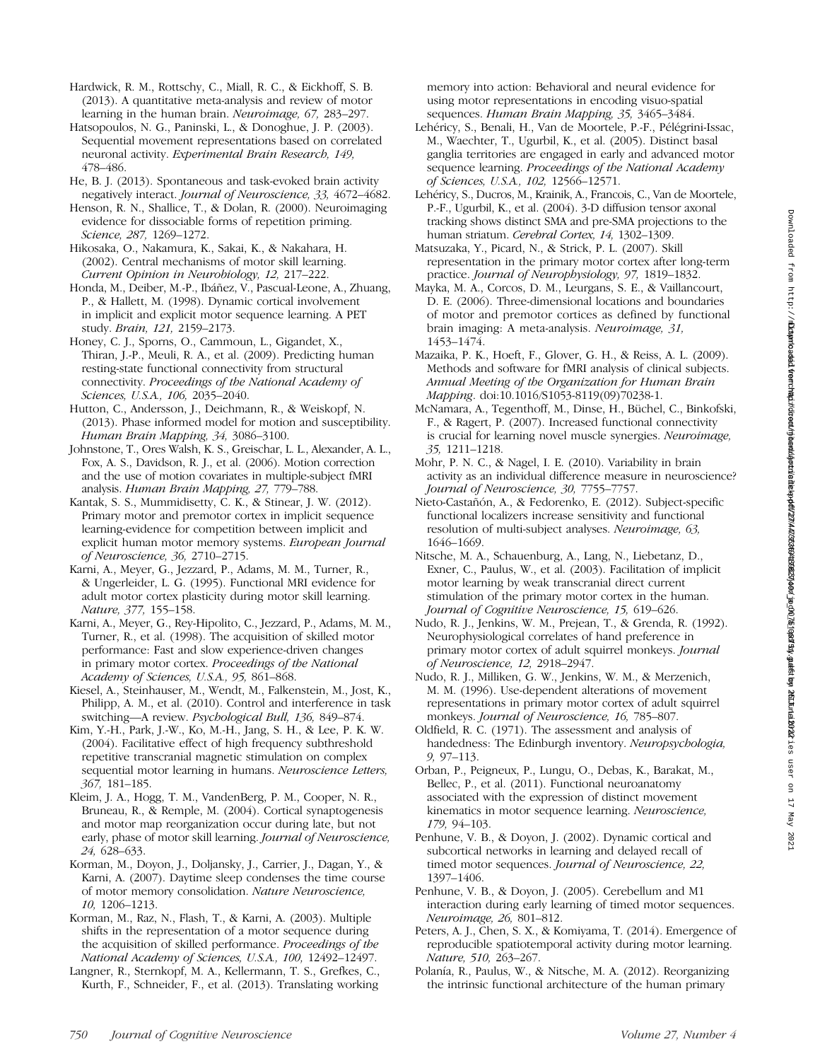Hardwick, R. M., Rottschy, C., Miall, R. C., & Eickhoff, S. B. (2013). A quantitative meta-analysis and review of motor learning in the human brain. *Neuroimage, 67,* 283–297.

Hatsopoulos, N. G., Paninski, L., & Donoghue, J. P. (2003). Sequential movement representations based on correlated neuronal activity. *Experimental Brain Research, 149,* 478–486.

He, B. J. (2013). Spontaneous and task-evoked brain activity negatively interact. *Journal of Neuroscience, 33,* 4672–4682.

Henson, R. N., Shallice, T., & Dolan, R. (2000). Neuroimaging evidence for dissociable forms of repetition priming. *Science, 287,* 1269–1272.

Hikosaka, O., Nakamura, K., Sakai, K., & Nakahara, H. (2002). Central mechanisms of motor skill learning. *Current Opinion in Neurobiology, 12,* 217–222.

Honda, M., Deiber, M.-P., Ibáñez, V., Pascual-Leone, A., Zhuang, P., & Hallett, M. (1998). Dynamic cortical involvement in implicit and explicit motor sequence learning. A PET study. *Brain, 121,* 2159–2173.

Honey, C. J., Sporns, O., Cammoun, L., Gigandet, X., Thiran, J.-P., Meuli, R. A., et al. (2009). Predicting human resting-state functional connectivity from structural connectivity. *Proceedings of the National Academy of Sciences, U.S.A., 106,* 2035–2040.

Hutton, C., Andersson, J., Deichmann, R., & Weiskopf, N. (2013). Phase informed model for motion and susceptibility. *Human Brain Mapping, 34,* 3086–3100.

Johnstone, T., Ores Walsh, K. S., Greischar, L. L., Alexander, A. L., Fox, A. S., Davidson, R. J., et al. (2006). Motion correction and the use of motion covariates in multiple-subject fMRI analysis. *Human Brain Mapping, 27,* 779–788.

Kantak, S. S., Mummidisetty, C. K., & Stinear, J. W. (2012). Primary motor and premotor cortex in implicit sequence learning-evidence for competition between implicit and explicit human motor memory systems. *European Journal of Neuroscience, 36,* 2710–2715.

Karni, A., Meyer, G., Jezzard, P., Adams, M. M., Turner, R., & Ungerleider, L. G. (1995). Functional MRI evidence for adult motor cortex plasticity during motor skill learning. *Nature, 377,* 155–158.

Karni, A., Meyer, G., Rey-Hipolito, C., Jezzard, P., Adams, M. M., Turner, R., et al. (1998). The acquisition of skilled motor performance: Fast and slow experience-driven changes in primary motor cortex. *Proceedings of the National Academy of Sciences, U.S.A., 95,* 861–868.

Kiesel, A., Steinhauser, M., Wendt, M., Falkenstein, M., Jost, K., Philipp, A. M., et al. (2010). Control and interference in task switching—A review. *Psychological Bull, 136,* 849–874.

Kim, Y.-H., Park, J.-W., Ko, M.-H., Jang, S. H., & Lee, P. K. W. (2004). Facilitative effect of high frequency subthreshold repetitive transcranial magnetic stimulation on complex sequential motor learning in humans. *Neuroscience Letters, 367,* 181–185.

Kleim, J. A., Hogg, T. M., VandenBerg, P. M., Cooper, N. R., Bruneau, R., & Remple, M. (2004). Cortical synaptogenesis and motor map reorganization occur during late, but not early, phase of motor skill learning. *Journal of Neuroscience, 24,* 628–633.

Korman, M., Doyon, J., Doljansky, J., Carrier, J., Dagan, Y., & Karni, A. (2007). Daytime sleep condenses the time course of motor memory consolidation. *Nature Neuroscience, 10,* 1206–1213.

Korman, M., Raz, N., Flash, T., & Karni, A. (2003). Multiple shifts in the representation of a motor sequence during the acquisition of skilled performance. *Proceedings of the National Academy of Sciences, U.S.A., 100,* 12492–12497.

Langner, R., Sternkopf, M. A., Kellermann, T. S., Grefkes, C., Kurth, F., Schneider, F., et al. (2013). Translating working memory into action: Behavioral and neural evidence for using motor representations in encoding visuo-spatial sequences. *Human Brain Mapping, 35,* 3465–3484.

Lehéricy, S., Benali, H., Van de Moortele, P.-F., Pélégrini-Issac, M., Waechter, T., Ugurbil, K., et al. (2005). Distinct basal ganglia territories are engaged in early and advanced motor sequence learning. *Proceedings of the National Academy of Sciences, U.S.A., 102,* 12566–12571.

Lehéricy, S., Ducros, M., Krainik, A., Francois, C., Van de Moortele, P.-F., Ugurbil, K., et al. (2004). 3-D diffusion tensor axonal tracking shows distinct SMA and pre-SMA projections to the human striatum. *Cerebral Cortex, 14,* 1302–1309.

Matsuzaka, Y., Picard, N., & Strick, P. L. (2007). Skill representation in the primary motor cortex after long-term practice. *Journal of Neurophysiology, 97,* 1819–1832.

Mayka, M. A., Corcos, D. M., Leurgans, S. E., & Vaillancourt, D. E. (2006). Three-dimensional locations and boundaries of motor and premotor cortices as defined by functional brain imaging: A meta-analysis. *Neuroimage, 31,* 1453–1474.

Mazaika, P. K., Hoeft, F., Glover, G. H., & Reiss, A. L. (2009). Methods and software for fMRI analysis of clinical subjects. *Annual Meeting of the Organization for Human Brain Mapping*. doi:10.1016/S1053-8119(09)70238-1.

McNamara, A., Tegenthoff, M., Dinse, H., Büchel, C., Binkofski, F., & Ragert, P. (2007). Increased functional connectivity is crucial for learning novel muscle synergies. *Neuroimage, 35,* 1211–1218.

Mohr, P. N. C., & Nagel, I. E. (2010). Variability in brain activity as an individual difference measure in neuroscience? *Journal of Neuroscience, 30,* 7755–7757.

Nieto-Castañón, A., & Fedorenko, E. (2012). Subject-specific functional localizers increase sensitivity and functional resolution of multi-subject analyses. *Neuroimage, 63,* 1646–1669.

Nitsche, M. A., Schauenburg, A., Lang, N., Liebetanz, D., Exner, C., Paulus, W., et al. (2003). Facilitation of implicit motor learning by weak transcranial direct current stimulation of the primary motor cortex in the human. *Journal of Cognitive Neuroscience, 15,* 619–626.

Nudo, R. J., Jenkins, W. M., Prejean, T., & Grenda, R. (1992). Neurophysiological correlates of hand preference in primary motor cortex of adult squirrel monkeys. *Journal of Neuroscience, 12,* 2918–2947.

Nudo, R. J., Milliken, G. W., Jenkins, W. M., & Merzenich, M. M. (1996). Use-dependent alterations of movement representations in primary motor cortex of adult squirrel monkeys. *Journal of Neuroscience, 16,* 785–807.

Oldfield, R. C. (1971). The assessment and analysis of handedness: The Edinburgh inventory. *Neuropsychologia, 9,* 97–113.

Orban, P., Peigneux, P., Lungu, O., Debas, K., Barakat, M., Bellec, P., et al. (2011). Functional neuroanatomy associated with the expression of distinct movement kinematics in motor sequence learning. *Neuroscience, 179,* 94–103.

Penhune, V. B., & Doyon, J. (2002). Dynamic cortical and subcortical networks in learning and delayed recall of timed motor sequences. *Journal of Neuroscience, 22,* 1397–1406.

Penhune, V. B., & Doyon, J. (2005). Cerebellum and M1 interaction during early learning of timed motor sequences. *Neuroimage, 26,* 801–812.

Peters, A. J., Chen, S. X., & Komiyama, T. (2014). Emergence of reproducible spatiotemporal activity during motor learning. *Nature, 510,* 263–267.

Polanía, R., Paulus, W., & Nitsche, M. A. (2012). Reorganizing the intrinsic functional architecture of the human primary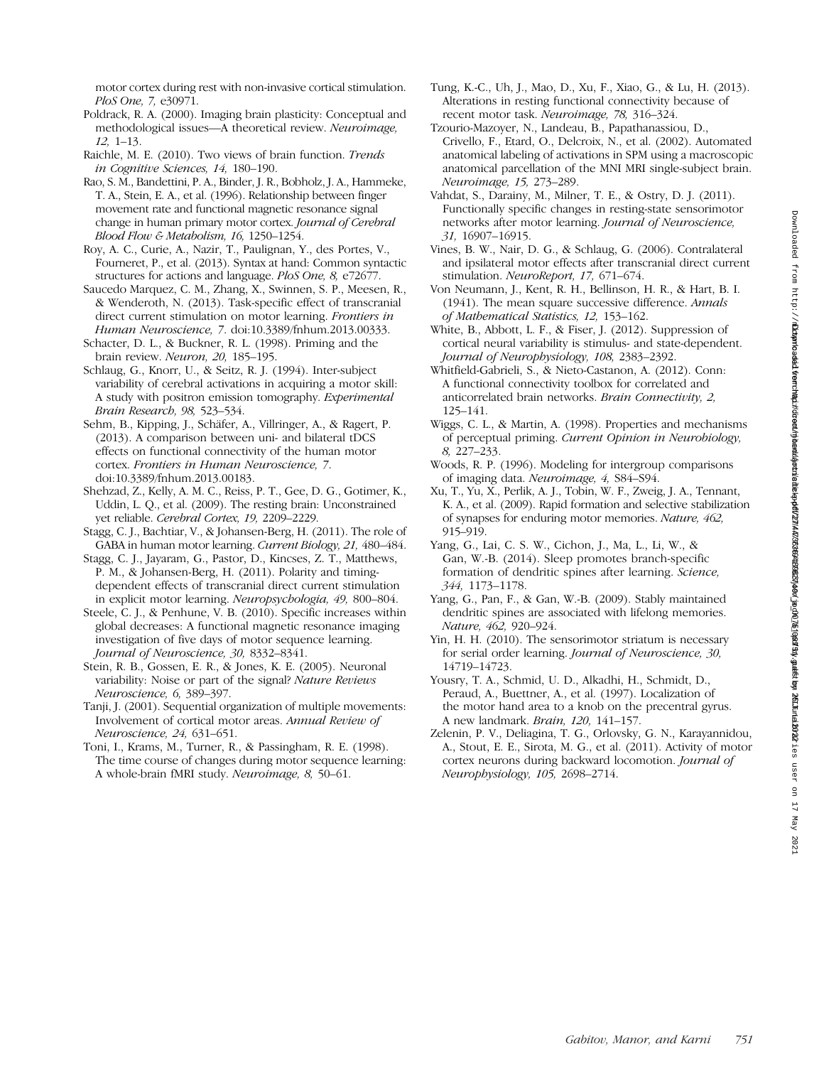motor cortex during rest with non-invasive cortical stimulation. *PloS One, 7,* e30971.

Poldrack, R. A. (2000). Imaging brain plasticity: Conceptual and methodological issues—A theoretical review. *Neuroimage, 12,* 1–13.

Raichle, M. E. (2010). Two views of brain function. *Trends in Cognitive Sciences, 14,* 180–190.

Rao, S. M., Bandettini, P. A., Binder, J. R., Bobholz, J. A., Hammeke, T. A., Stein, E. A., et al. (1996). Relationship between finger movement rate and functional magnetic resonance signal change in human primary motor cortex. *Journal of Cerebral Blood Flow & Metabolism, 16,* 1250–1254.

Roy, A. C., Curie, A., Nazir, T., Paulignan, Y., des Portes, V., Fourneret, P., et al. (2013). Syntax at hand: Common syntactic structures for actions and language. *PloS One, 8,* e72677.

Saucedo Marquez, C. M., Zhang, X., Swinnen, S. P., Meesen, R., & Wenderoth, N. (2013). Task-specific effect of transcranial direct current stimulation on motor learning. *Frontiers in Human Neuroscience, 7.* doi:10.3389/fnhum.2013.00333.

Schacter, D. L., & Buckner, R. L. (1998). Priming and the brain review. *Neuron, 20,* 185–195.

Schlaug, G., Knorr, U., & Seitz, R. J. (1994). Inter-subject variability of cerebral activations in acquiring a motor skill: A study with positron emission tomography. *Experimental Brain Research, 98,* 523–534.

Sehm, B., Kipping, J., Schäfer, A., Villringer, A., & Ragert, P. (2013). A comparison between uni- and bilateral tDCS effects on functional connectivity of the human motor cortex. *Frontiers in Human Neuroscience, 7.* doi:10.3389/fnhum.2013.00183.

Shehzad, Z., Kelly, A. M. C., Reiss, P. T., Gee, D. G., Gotimer, K., Uddin, L. Q., et al. (2009). The resting brain: Unconstrained yet reliable. *Cerebral Cortex, 19,* 2209–2229.

Stagg, C. J., Bachtiar, V., & Johansen-Berg, H. (2011). The role of GABA in human motor learning. *Current Biology, 21,* 480–484.

Stagg, C. J., Jayaram, G., Pastor, D., Kincses, Z. T., Matthews, P. M., & Johansen-Berg, H. (2011). Polarity and timing-dependent effects of transcranial direct current stimulation in explicit motor learning. *Neuropsychologia, 49,* 800–804.

Steele, C. J., & Penhune, V. B. (2010). Specific increases within global decreases: A functional magnetic resonance imaging investigation of five days of motor sequence learning. *Journal of Neuroscience, 30,* 8332–8341.

Stein, R. B., Gossen, E. R., & Jones, K. E. (2005). Neuronal variability: Noise or part of the signal? *Nature Reviews Neuroscience, 6,* 389–397.

Tanji, J. (2001). Sequential organization of multiple movements: Involvement of cortical motor areas. *Annual Review of Neuroscience, 24,* 631–651.

Toni, I., Krams, M., Turner, R., & Passingham, R. E. (1998). The time course of changes during motor sequence learning: A whole-brain fMRI study. *Neuroimage, 8,* 50–61.

Tung, K.-C., Uh, J., Mao, D., Xu, F., Xiao, G., & Lu, H. (2013). Alterations in resting functional connectivity because of recent motor task. *Neuroimage, 78,* 316–324.

Tzourio-Mazoyer, N., Landeau, B., Papathanassiou, D., Crivello, F., Etard, O., Delcroix, N., et al. (2002). Automated anatomical labeling of activations in SPM using a macroscopic anatomical parcellation of the MNI MRI single-subject brain. *Neuroimage, 15,* 273–289.

Vahdat, S., Darainy, M., Milner, T. E., & Ostry, D. J. (2011). Functionally specific changes in resting-state sensorimotor networks after motor learning. *Journal of Neuroscience, 31,* 16907–16915.

Vines, B. W., Nair, D. G., & Schlaug, G. (2006). Contralateral and ipsilateral motor effects after transcranial direct current stimulation. *NeuroReport, 17,* 671–674.

Von Neumann, J., Kent, R. H., Bellinson, H. R., & Hart, B. I. (1941). The mean square successive difference. *Annals of Mathematical Statistics, 12,* 153–162.

White, B., Abbott, L. F., & Fiser, J. (2012). Suppression of cortical neural variability is stimulus- and state-dependent. *Journal of Neurophysiology, 108,* 2383–2392.

Whitfield-Gabrieli, S., & Nieto-Castanon, A. (2012). Conn: A functional connectivity toolbox for correlated and anticorrelated brain networks. *Brain Connectivity, 2,* 125–141.

Wiggs, C. L., & Martin, A. (1998). Properties and mechanisms of perceptual priming. *Current Opinion in Neurobiology, 8,* 227–233.

Woods, R. P. (1996). Modeling for intergroup comparisons of imaging data. *Neuroimage, 4,* S84–S94.

Xu, T., Yu, X., Perlik, A. J., Tobin, W. F., Zweig, J. A., Tennant, K. A., et al. (2009). Rapid formation and selective stabilization of synapses for enduring motor memories. *Nature, 462,* 915–919.

Yang, G., Lai, C. S. W., Cichon, J., Ma, L., Li, W., & Gan, W.-B. (2014). Sleep promotes branch-specific formation of dendritic spines after learning. *Science, 344,* 1173–1178.

Yang, G., Pan, F., & Gan, W.-B. (2009). Stably maintained dendritic spines are associated with lifelong memories. *Nature, 462,* 920–924.

Yin, H. H. (2010). The sensorimotor striatum is necessary for serial order learning. *Journal of Neuroscience, 30,* 14719–14723.

Yousry, T. A., Schmid, U. D., Alkadhi, H., Schmidt, D., Peraud, A., Buettner, A., et al. (1997). Localization of the motor hand area to a knob on the precentral gyrus. A new landmark. *Brain, 120,* 141–157.

Zelenin, P. V., Deliagina, T. G., Orlovsky, G. N., Karayannidou, A., Stout, E. E., Sirota, M. G., et al. (2011). Activity of motor cortex neurons during backward locomotion. *Journal of Neurophysiology, 105,* 2698–2714.